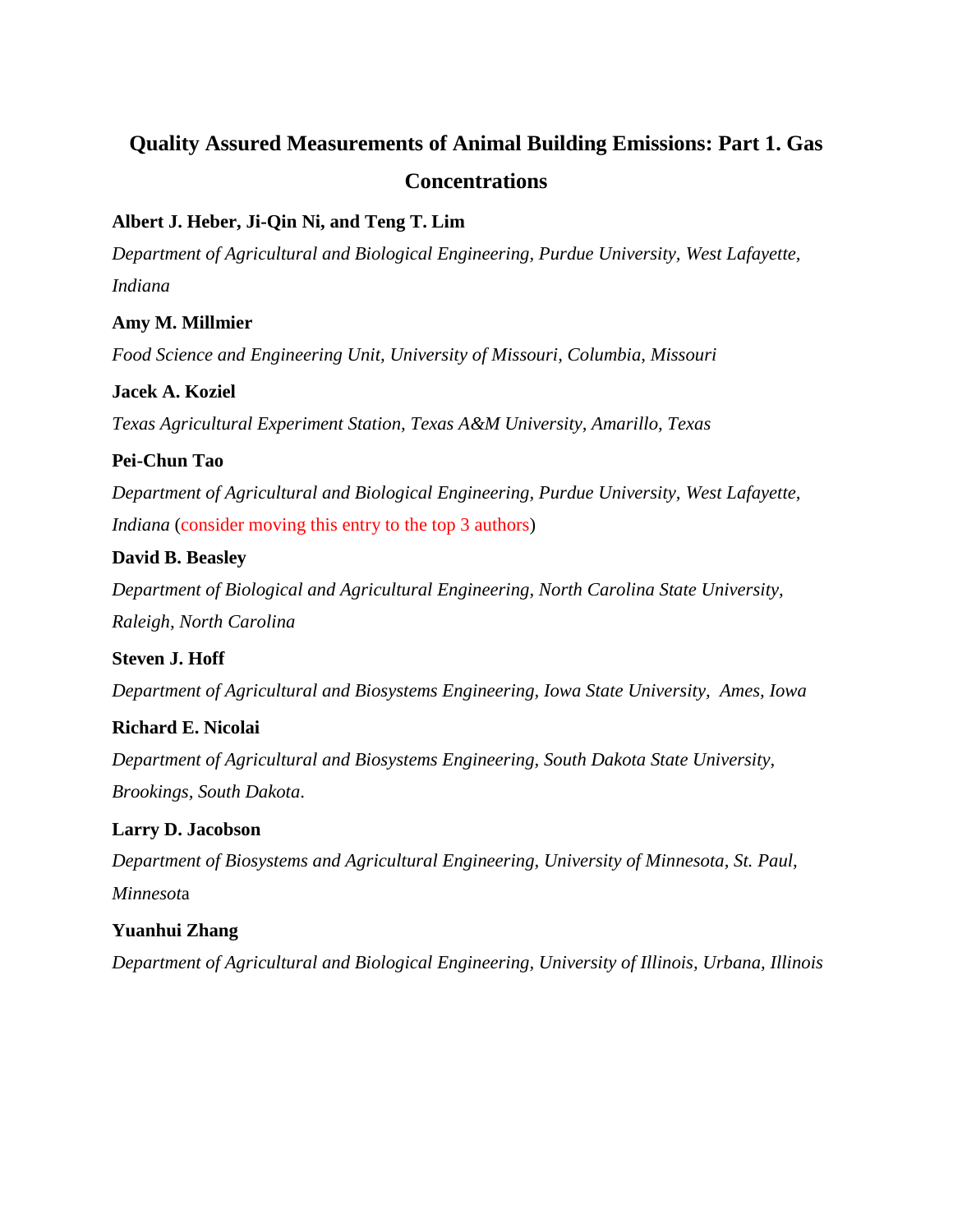# Quality Assured Measurements of Animal Building Emissions: Part 1. Gas Concentrations

**Albert J. Heber, Ji-Qin Ni, and Teng T. Lim**

*Department of Agricultural and Biological Engineering, Purdue University, West Lafayette, Indiana*

**Amy M. Millmier**

*Food Science and Engineering Unit, University of Missouri, Columbia, Missouri*

**Jacek A. Koziel**

*Texas Agricultural Experiment Station, Texas A&M University, Amarillo, Texas*

**Pei-Chun Tao**

*Department of Agricultural and Biological Engineering, Purdue University, West Lafayette, Indiana* (consider moving this entry to the top 3 authors)

**David B. Beasley**

*Department of Biological and Agricultural Engineering, North Carolina State University, Raleigh, North Carolina*

**Steven J. Hoff**

*Department of Agricultural and Biosystems Engineering, Iowa State University, Ames, Iowa*

**Richard E. Nicolai**

*Department of Agricultural and Biosystems Engineering, South Dakota State University, Brookings, South Dakota.*

**Larry D. Jacobson**

*Department of Biosystems and Agricultural Engineering, University of Minnesota, St. Paul, Minnesota*

**Yuanhui Zhang**

*Department of Agricultural and Biological Engineering, University of Illinois, Urbana, Illinois*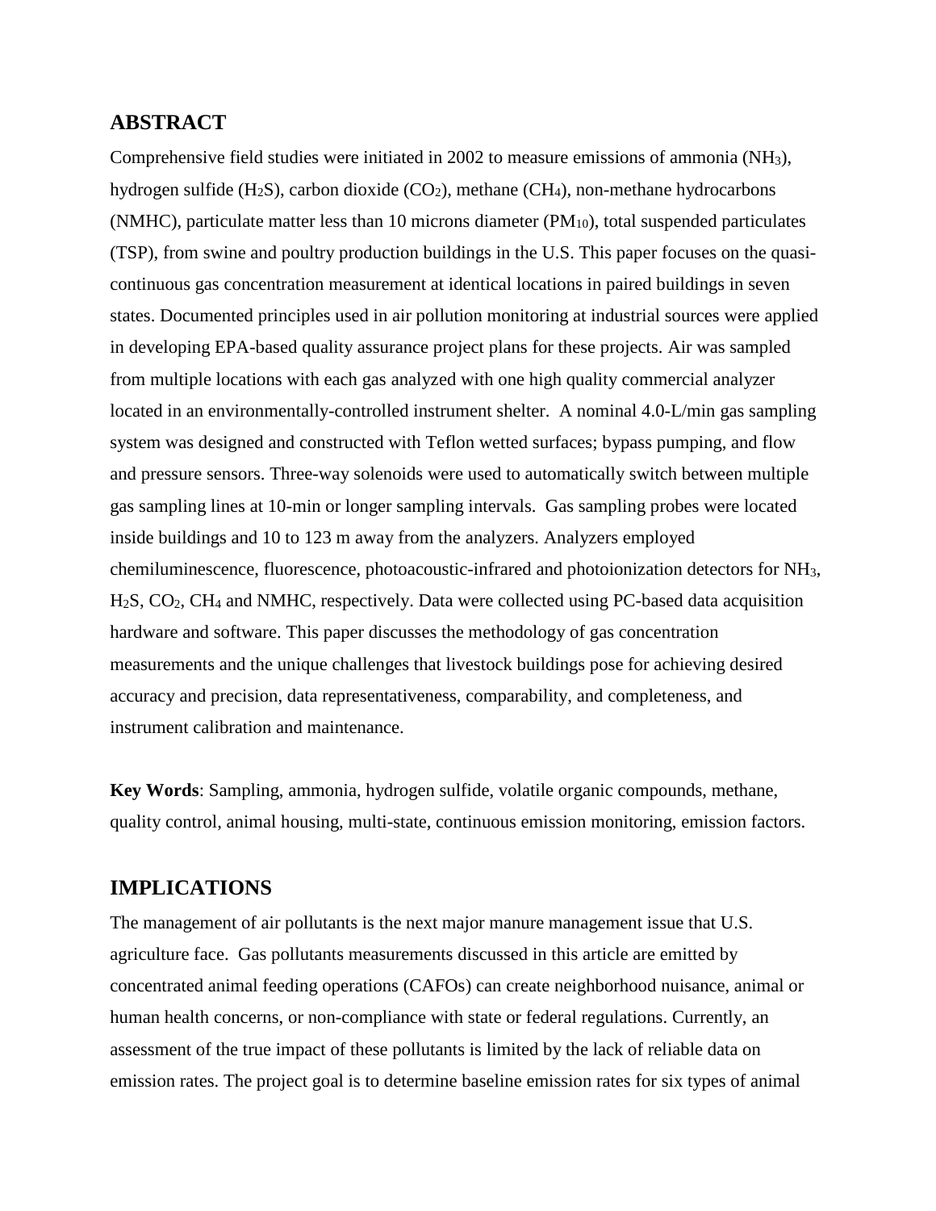## ABSTRACT

Comprehensive field studies were initiated in 2002 to measure emissions of ammonia ($NH_3$), hydrogen sulfide ($H_2S$), carbon dioxide ($CO_2$), methane ($CH_4$), non-methane hydrocarbons (NMHC), particulate matter less than 10 microns diameter ($PM_{10}$), total suspended particulates (TSP), from swine and poultry production buildings in the U.S. This paper focuses on the quasi-continuous gas concentration measurement at identical locations in paired buildings in seven states. Documented principles used in air pollution monitoring at industrial sources were applied in developing EPA-based quality assurance project plans for these projects. Air was sampled from multiple locations with each gas analyzed with one high quality commercial analyzer located in an environmentally-controlled instrument shelter. A nominal 4.0-L/min gas sampling system was designed and constructed with Teflon wetted surfaces; bypass pumping, and flow and pressure sensors. Three-way solenoids were used to automatically switch between multiple gas sampling lines at 10-min or longer sampling intervals. Gas sampling probes were located inside buildings and 10 to 123 m away from the analyzers. Analyzers employed chemiluminescence, fluorescence, photoacoustic-infrared and photoionization detectors for $NH_3$, $H_2S$, $CO_2$, $CH_4$ and NMHC, respectively. Data were collected using PC-based data acquisition hardware and software. This paper discusses the methodology of gas concentration measurements and the unique challenges that livestock buildings pose for achieving desired accuracy and precision, data representativeness, comparability, and completeness, and instrument calibration and maintenance.

**Key Words**: Sampling, ammonia, hydrogen sulfide, volatile organic compounds, methane, quality control, animal housing, multi-state, continuous emission monitoring, emission factors.

## IMPLICATIONS

The management of air pollutants is the next major manure management issue that U.S. agriculture face. Gas pollutants measurements discussed in this article are emitted by concentrated animal feeding operations (CAFOs) can create neighborhood nuisance, animal or human health concerns, or non-compliance with state or federal regulations. Currently, an assessment of the true impact of these pollutants is limited by the lack of reliable data on emission rates. The project goal is to determine baseline emission rates for six types of animal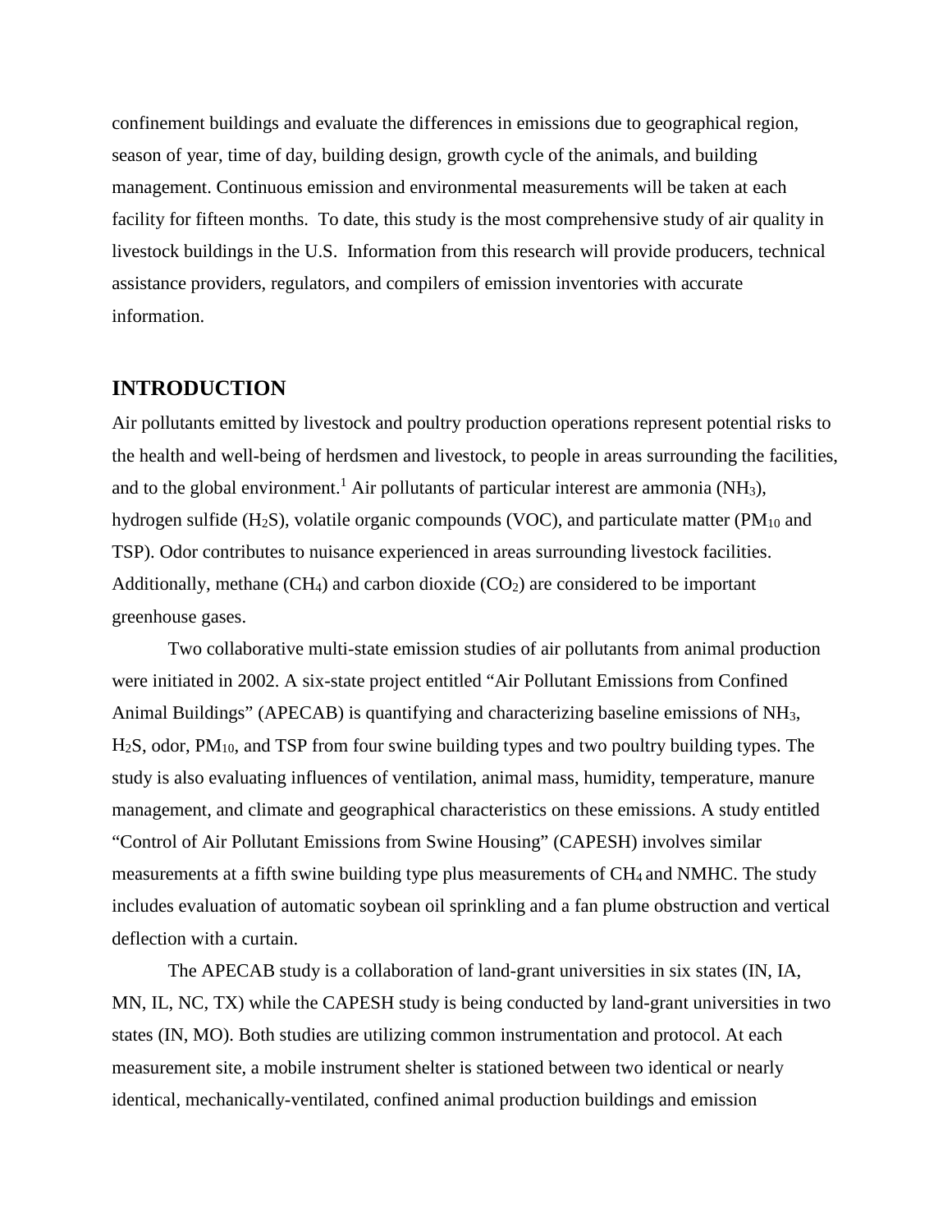confinement buildings and evaluate the differences in emissions due to geographical region, season of year, time of day, building design, growth cycle of the animals, and building management. Continuous emission and environmental measurements will be taken at each facility for fifteen months. To date, this study is the most comprehensive study of air quality in livestock buildings in the U.S. Information from this research will provide producers, technical assistance providers, regulators, and compilers of emission inventories with accurate information.

## INTRODUCTION

Air pollutants emitted by livestock and poultry production operations represent potential risks to the health and well-being of herdsmen and livestock, to people in areas surrounding the facilities, and to the global environment.[1] Air pollutants of particular interest are ammonia ($NH_3$), hydrogen sulfide ($H_2S$), volatile organic compounds (VOC), and particulate matter ($PM_{10}$ and TSP). Odor contributes to nuisance experienced in areas surrounding livestock facilities. Additionally, methane ($CH_4$) and carbon dioxide ($CO_2$) are considered to be important greenhouse gases.

Two collaborative multi-state emission studies of air pollutants from animal production were initiated in 2002. A six-state project entitled "Air Pollutant Emissions from Confined Animal Buildings" (APECAB) is quantifying and characterizing baseline emissions of $NH_3$, $H_2S$, odor, $PM_{10}$, and TSP from four swine building types and two poultry building types. The study is also evaluating influences of ventilation, animal mass, humidity, temperature, manure management, and climate and geographical characteristics on these emissions. A study entitled "Control of Air Pollutant Emissions from Swine Housing" (CAPESH) involves similar measurements at a fifth swine building type plus measurements of $CH_4$ and NMHC. The study includes evaluation of automatic soybean oil sprinkling and a fan plume obstruction and vertical deflection with a curtain.

The APECAB study is a collaboration of land-grant universities in six states (IN, IA, MN, IL, NC, TX) while the CAPESH study is being conducted by land-grant universities in two states (IN, MO). Both studies are utilizing common instrumentation and protocol. At each measurement site, a mobile instrument shelter is stationed between two identical or nearly identical, mechanically-ventilated, confined animal production buildings and emission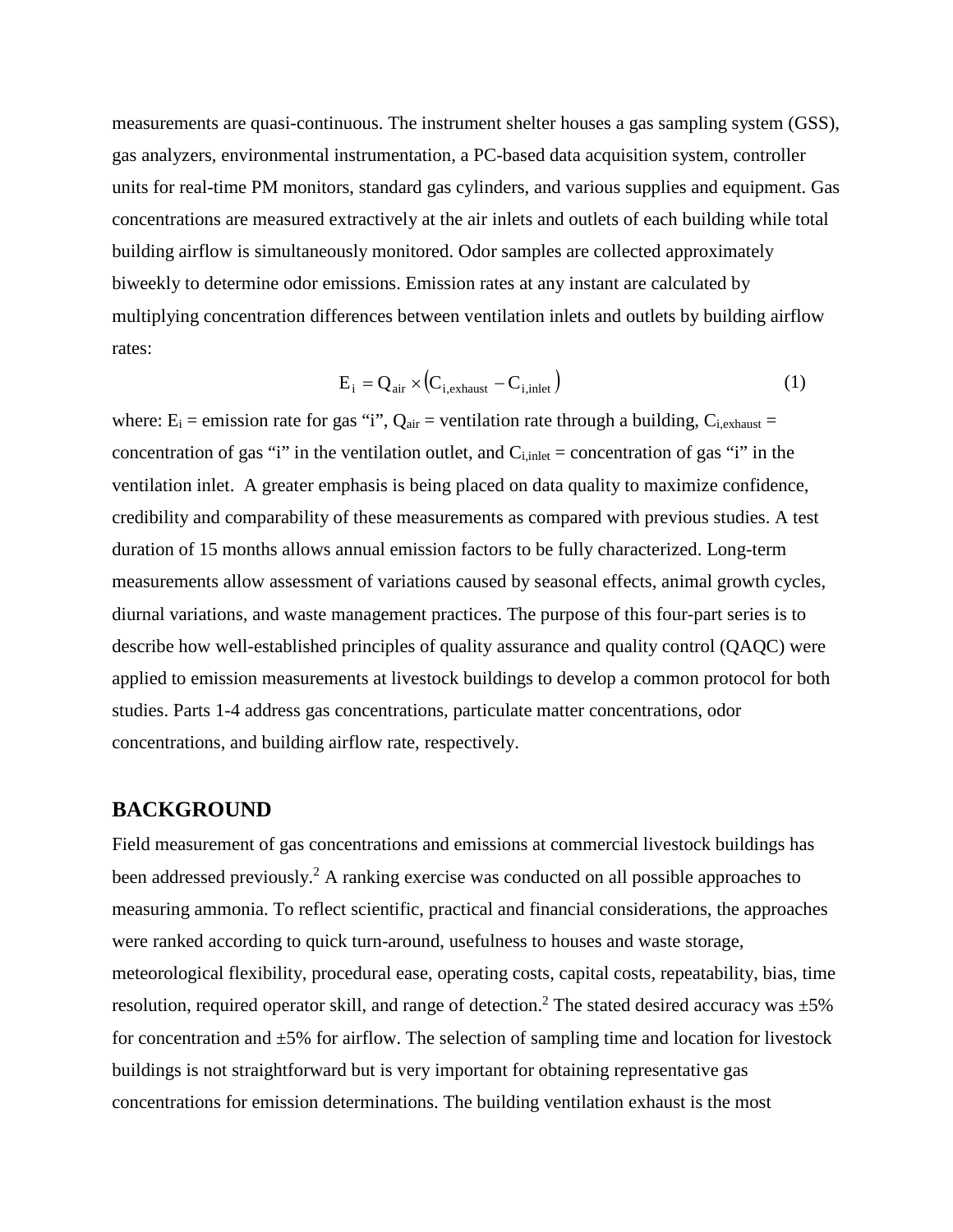measurements are quasi-continuous. The instrument shelter houses a gas sampling system (GSS), gas analyzers, environmental instrumentation, a PC-based data acquisition system, controller units for real-time PM monitors, standard gas cylinders, and various supplies and equipment. Gas concentrations are measured extractively at the air inlets and outlets of each building while total building airflow is simultaneously monitored. Odor samples are collected approximately biweekly to determine odor emissions. Emission rates at any instant are calculated by multiplying concentration differences between ventilation inlets and outlets by building airflow rates:

$$E_i = Q_{air} \times \left(C_{i,exhaust} - C_{i,inlet}\right) \tag{1}$$

where: $E_i$ = emission rate for gas "i", $Q_{air}$ = ventilation rate through a building, $C_{i,exhaust}$ = concentration of gas "i" in the ventilation outlet, and $C_{i,inlet}$ = concentration of gas "i" in the ventilation inlet. A greater emphasis is being placed on data quality to maximize confidence, credibility and comparability of these measurements as compared with previous studies. A test duration of 15 months allows annual emission factors to be fully characterized. Long-term measurements allow assessment of variations caused by seasonal effects, animal growth cycles, diurnal variations, and waste management practices. The purpose of this four-part series is to describe how well-established principles of quality assurance and quality control (QAQC) were applied to emission measurements at livestock buildings to develop a common protocol for both studies. Parts 1-4 address gas concentrations, particulate matter concentrations, odor concentrations, and building airflow rate, respectively.

## BACKGROUND

Field measurement of gas concentrations and emissions at commercial livestock buildings has been addressed previously.[2] A ranking exercise was conducted on all possible approaches to measuring ammonia. To reflect scientific, practical and financial considerations, the approaches were ranked according to quick turn-around, usefulness to houses and waste storage, meteorological flexibility, procedural ease, operating costs, capital costs, repeatability, bias, time resolution, required operator skill, and range of detection.[2] The stated desired accuracy was ±5% for concentration and ±5% for airflow. The selection of sampling time and location for livestock buildings is not straightforward but is very important for obtaining representative gas concentrations for emission determinations. The building ventilation exhaust is the most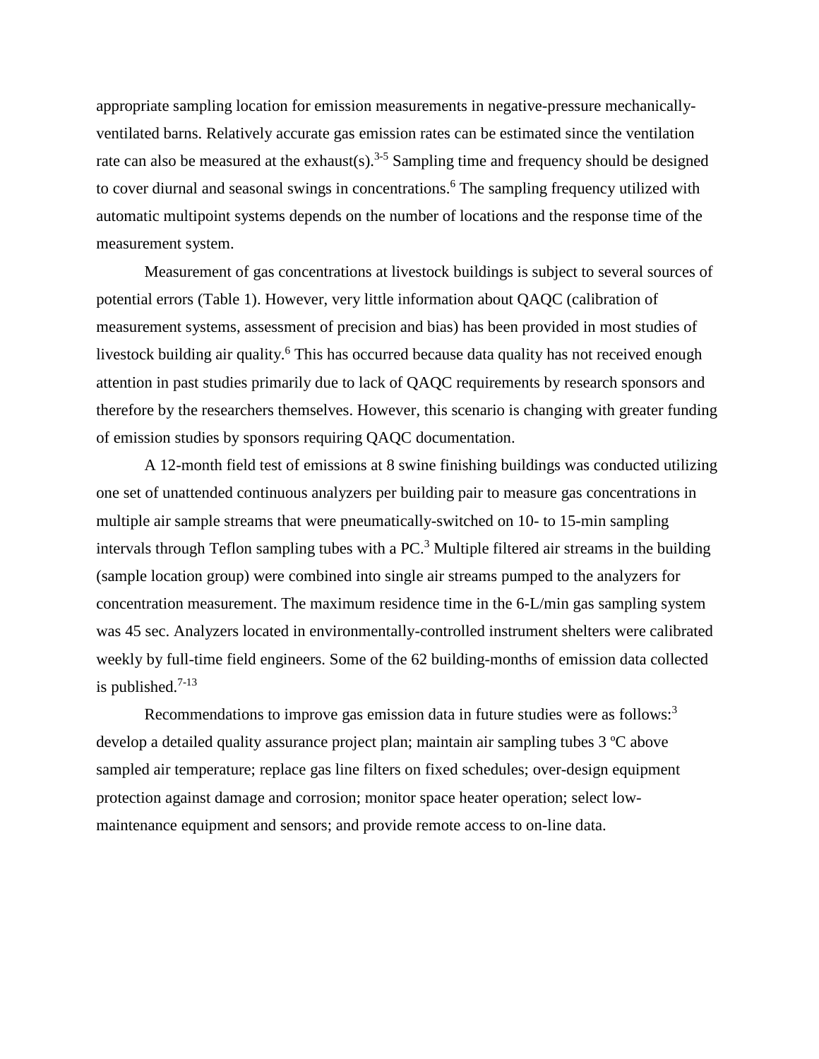appropriate sampling location for emission measurements in negative-pressure mechanically-ventilated barns. Relatively accurate gas emission rates can be estimated since the ventilation rate can also be measured at the exhaust(s).[3-5] Sampling time and frequency should be designed to cover diurnal and seasonal swings in concentrations.[6] The sampling frequency utilized with automatic multipoint systems depends on the number of locations and the response time of the measurement system.

Measurement of gas concentrations at livestock buildings is subject to several sources of potential errors (Table 1). However, very little information about QAQC (calibration of measurement systems, assessment of precision and bias) has been provided in most studies of livestock building air quality.[6] This has occurred because data quality has not received enough attention in past studies primarily due to lack of QAQC requirements by research sponsors and therefore by the researchers themselves. However, this scenario is changing with greater funding of emission studies by sponsors requiring QAQC documentation.

A 12-month field test of emissions at 8 swine finishing buildings was conducted utilizing one set of unattended continuous analyzers per building pair to measure gas concentrations in multiple air sample streams that were pneumatically-switched on 10- to 15-min sampling intervals through Teflon sampling tubes with a PC.[3] Multiple filtered air streams in the building (sample location group) were combined into single air streams pumped to the analyzers for concentration measurement. The maximum residence time in the 6-L/min gas sampling system was 45 sec. Analyzers located in environmentally-controlled instrument shelters were calibrated weekly by full-time field engineers. Some of the 62 building-months of emission data collected is published.[7-13]

Recommendations to improve gas emission data in future studies were as follows:[3] develop a detailed quality assurance project plan; maintain air sampling tubes 3 ºC above sampled air temperature; replace gas line filters on fixed schedules; over-design equipment protection against damage and corrosion; monitor space heater operation; select low-maintenance equipment and sensors; and provide remote access to on-line data.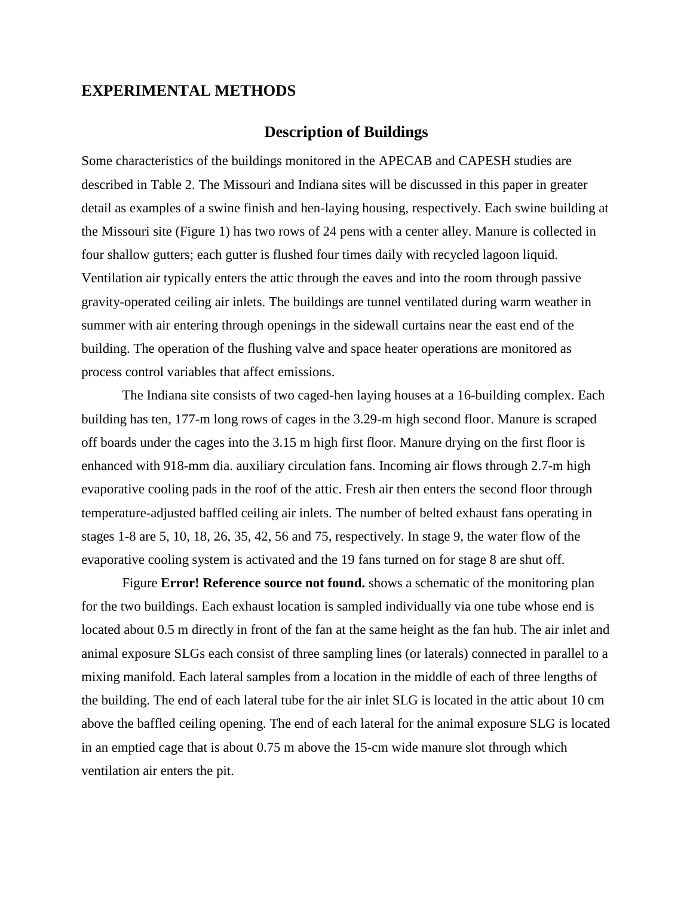## EXPERIMENTAL METHODS

### Description of Buildings

Some characteristics of the buildings monitored in the APECAB and CAPESH studies are described in Table 2. The Missouri and Indiana sites will be discussed in this paper in greater detail as examples of a swine finish and hen-laying housing, respectively. Each swine building at the Missouri site (Figure 1) has two rows of 24 pens with a center alley. Manure is collected in four shallow gutters; each gutter is flushed four times daily with recycled lagoon liquid. Ventilation air typically enters the attic through the eaves and into the room through passive gravity-operated ceiling air inlets. The buildings are tunnel ventilated during warm weather in summer with air entering through openings in the sidewall curtains near the east end of the building. The operation of the flushing valve and space heater operations are monitored as process control variables that affect emissions.

The Indiana site consists of two caged-hen laying houses at a 16-building complex. Each building has ten, 177-m long rows of cages in the 3.29-m high second floor. Manure is scraped off boards under the cages into the 3.15 m high first floor. Manure drying on the first floor is enhanced with 918-mm dia. auxiliary circulation fans. Incoming air flows through 2.7-m high evaporative cooling pads in the roof of the attic. Fresh air then enters the second floor through temperature-adjusted baffled ceiling air inlets. The number of belted exhaust fans operating in stages 1-8 are 5, 10, 18, 26, 35, 42, 56 and 75, respectively. In stage 9, the water flow of the evaporative cooling system is activated and the 19 fans turned on for stage 8 are shut off.

Figure **Error! Reference source not found.** shows a schematic of the monitoring plan for the two buildings. Each exhaust location is sampled individually via one tube whose end is located about 0.5 m directly in front of the fan at the same height as the fan hub. The air inlet and animal exposure SLGs each consist of three sampling lines (or laterals) connected in parallel to a mixing manifold. Each lateral samples from a location in the middle of each of three lengths of the building. The end of each lateral tube for the air inlet SLG is located in the attic about 10 cm above the baffled ceiling opening. The end of each lateral for the animal exposure SLG is located in an emptied cage that is about 0.75 m above the 15-cm wide manure slot through which ventilation air enters the pit.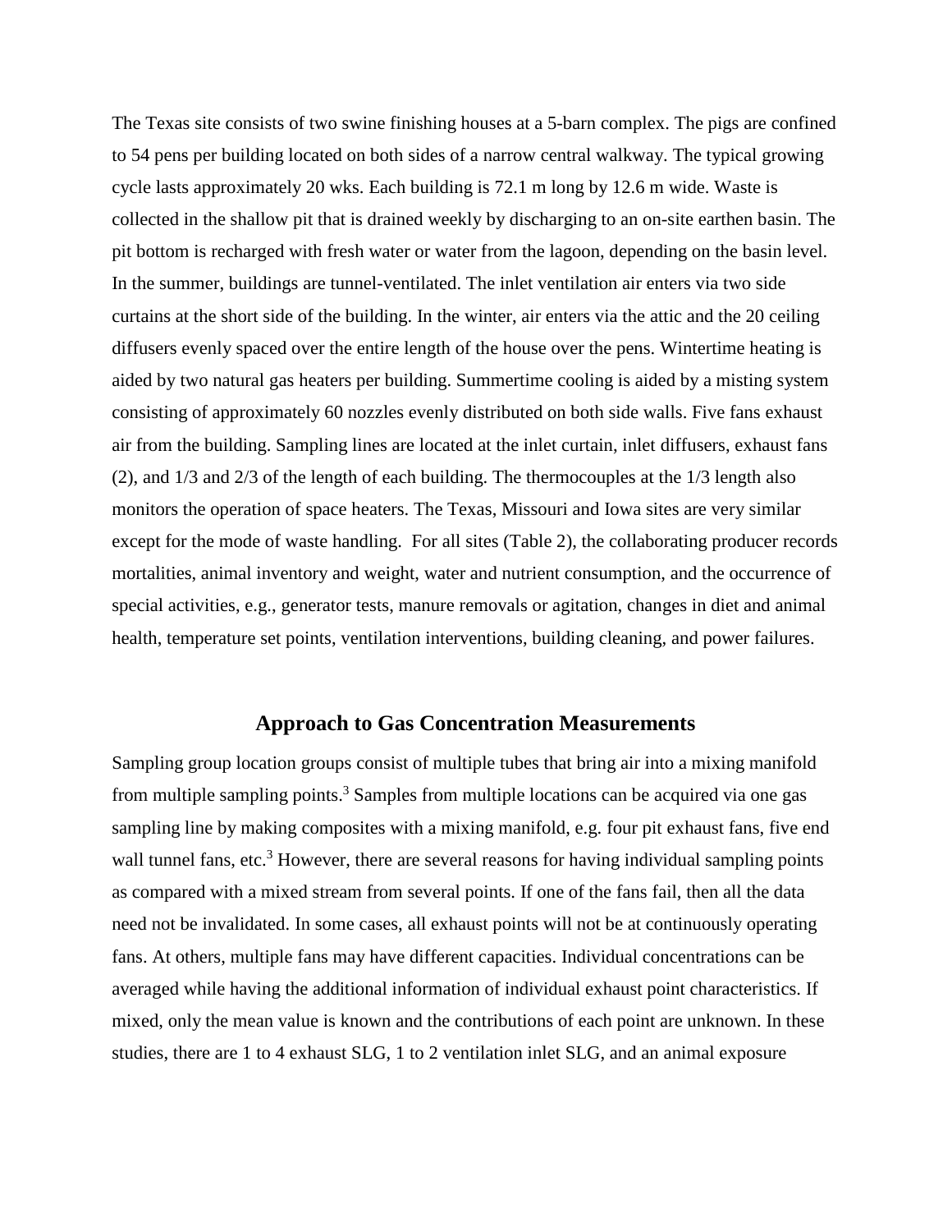The Texas site consists of two swine finishing houses at a 5-barn complex. The pigs are confined to 54 pens per building located on both sides of a narrow central walkway. The typical growing cycle lasts approximately 20 wks. Each building is 72.1 m long by 12.6 m wide. Waste is collected in the shallow pit that is drained weekly by discharging to an on-site earthen basin. The pit bottom is recharged with fresh water or water from the lagoon, depending on the basin level. In the summer, buildings are tunnel-ventilated. The inlet ventilation air enters via two side curtains at the short side of the building. In the winter, air enters via the attic and the 20 ceiling diffusers evenly spaced over the entire length of the house over the pens. Wintertime heating is aided by two natural gas heaters per building. Summertime cooling is aided by a misting system consisting of approximately 60 nozzles evenly distributed on both side walls. Five fans exhaust air from the building. Sampling lines are located at the inlet curtain, inlet diffusers, exhaust fans (2), and 1/3 and 2/3 of the length of each building. The thermocouples at the 1/3 length also monitors the operation of space heaters. The Texas, Missouri and Iowa sites are very similar except for the mode of waste handling. For all sites (Table 2), the collaborating producer records mortalities, animal inventory and weight, water and nutrient consumption, and the occurrence of special activities, e.g., generator tests, manure removals or agitation, changes in diet and animal health, temperature set points, ventilation interventions, building cleaning, and power failures.

## Approach to Gas Concentration Measurements

Sampling group location groups consist of multiple tubes that bring air into a mixing manifold from multiple sampling points.[3] Samples from multiple locations can be acquired via one gas sampling line by making composites with a mixing manifold, e.g. four pit exhaust fans, five end wall tunnel fans, etc.[3] However, there are several reasons for having individual sampling points as compared with a mixed stream from several points. If one of the fans fail, then all the data need not be invalidated. In some cases, all exhaust points will not be at continuously operating fans. At others, multiple fans may have different capacities. Individual concentrations can be averaged while having the additional information of individual exhaust point characteristics. If mixed, only the mean value is known and the contributions of each point are unknown. In these studies, there are 1 to 4 exhaust SLG, 1 to 2 ventilation inlet SLG, and an animal exposure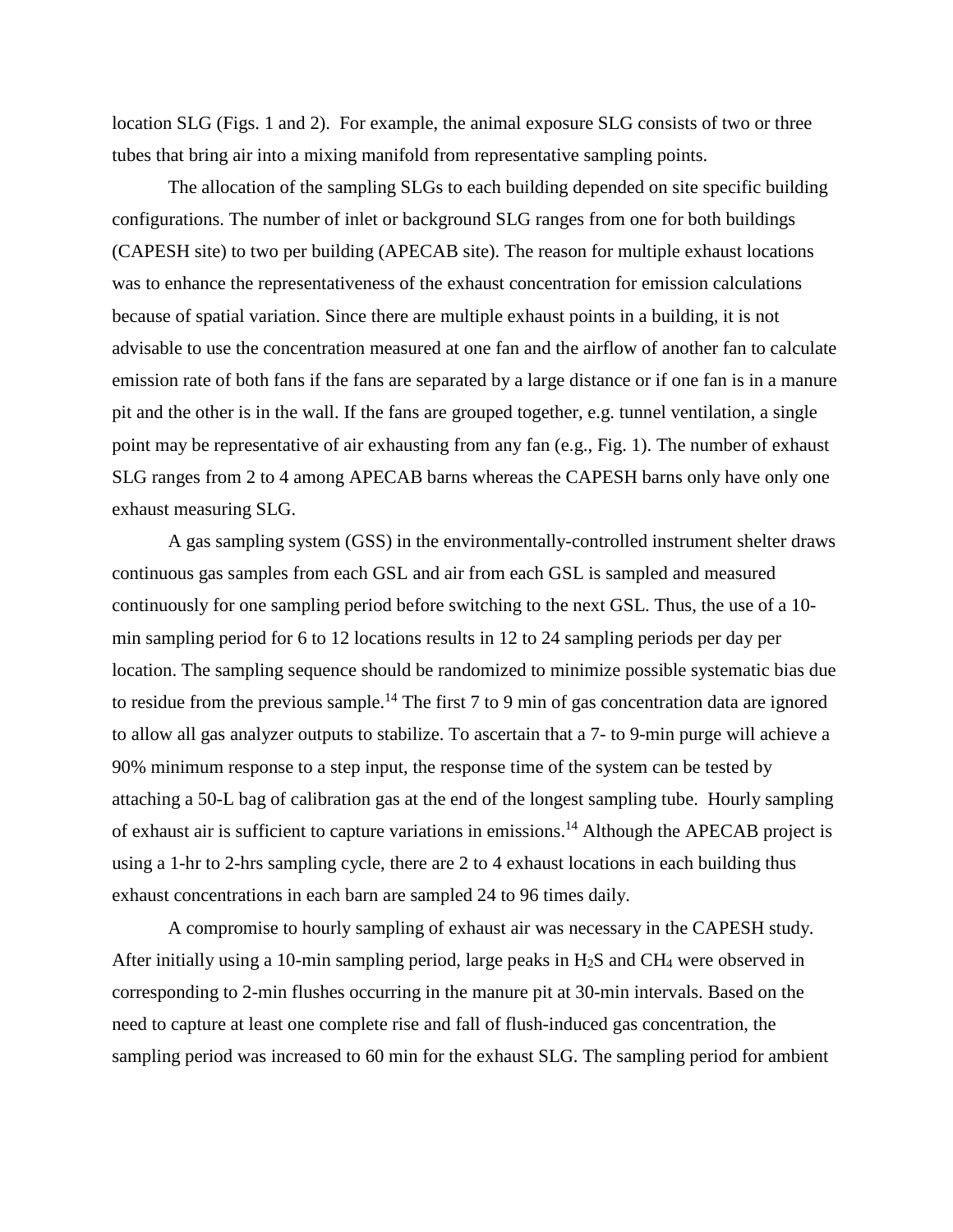location SLG (Figs. 1 and 2). For example, the animal exposure SLG consists of two or three tubes that bring air into a mixing manifold from representative sampling points.

The allocation of the sampling SLGs to each building depended on site specific building configurations. The number of inlet or background SLG ranges from one for both buildings (CAPESH site) to two per building (APECAB site). The reason for multiple exhaust locations was to enhance the representativeness of the exhaust concentration for emission calculations because of spatial variation. Since there are multiple exhaust points in a building, it is not advisable to use the concentration measured at one fan and the airflow of another fan to calculate emission rate of both fans if the fans are separated by a large distance or if one fan is in a manure pit and the other is in the wall. If the fans are grouped together, e.g. tunnel ventilation, a single point may be representative of air exhausting from any fan (e.g., Fig. 1). The number of exhaust SLG ranges from 2 to 4 among APECAB barns whereas the CAPESH barns only have only one exhaust measuring SLG.

A gas sampling system (GSS) in the environmentally-controlled instrument shelter draws continuous gas samples from each GSL and air from each GSL is sampled and measured continuously for one sampling period before switching to the next GSL. Thus, the use of a 10-min sampling period for 6 to 12 locations results in 12 to 24 sampling periods per day per location. The sampling sequence should be randomized to minimize possible systematic bias due to residue from the previous sample.[14] The first 7 to 9 min of gas concentration data are ignored to allow all gas analyzer outputs to stabilize. To ascertain that a 7- to 9-min purge will achieve a 90% minimum response to a step input, the response time of the system can be tested by attaching a 50-L bag of calibration gas at the end of the longest sampling tube. Hourly sampling of exhaust air is sufficient to capture variations in emissions.[14] Although the APECAB project is using a 1-hr to 2-hrs sampling cycle, there are 2 to 4 exhaust locations in each building thus exhaust concentrations in each barn are sampled 24 to 96 times daily.

A compromise to hourly sampling of exhaust air was necessary in the CAPESH study. After initially using a 10-min sampling period, large peaks in $H_2S$ and $CH_4$ were observed in corresponding to 2-min flushes occurring in the manure pit at 30-min intervals. Based on the need to capture at least one complete rise and fall of flush-induced gas concentration, the sampling period was increased to 60 min for the exhaust SLG. The sampling period for ambient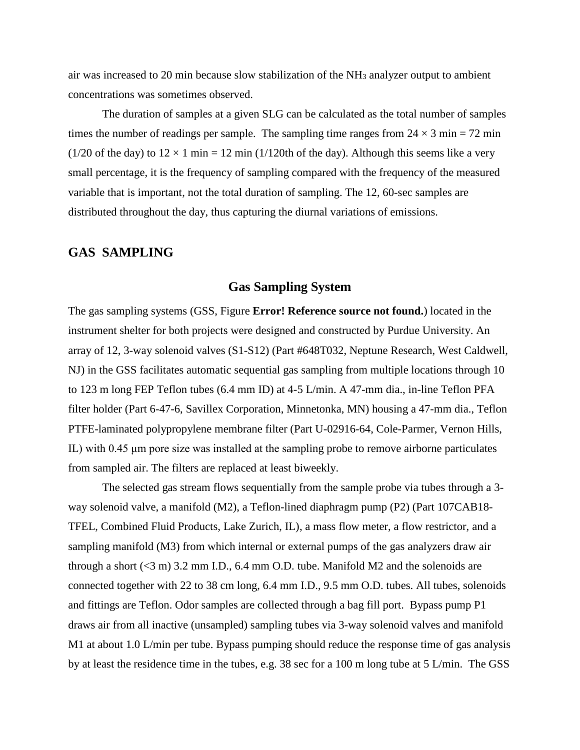air was increased to 20 min because slow stabilization of the $NH_3$ analyzer output to ambient concentrations was sometimes observed.

The duration of samples at a given SLG can be calculated as the total number of samples times the number of readings per sample. The sampling time ranges from $24 \times 3$ min = 72 min (1/20 of the day) to $12 \times 1$ min = 12 min (1/120th of the day). Although this seems like a very small percentage, it is the frequency of sampling compared with the frequency of the measured variable that is important, not the total duration of sampling. The 12, 60-sec samples are distributed throughout the day, thus capturing the diurnal variations of emissions.

## GAS SAMPLING

### Gas Sampling System

The gas sampling systems (GSS, Figure **Error! Reference source not found.**) located in the instrument shelter for both projects were designed and constructed by Purdue University. An array of 12, 3-way solenoid valves (S1-S12) (Part #648T032, Neptune Research, West Caldwell, NJ) in the GSS facilitates automatic sequential gas sampling from multiple locations through 10 to 123 m long FEP Teflon tubes (6.4 mm ID) at 4-5 L/min. A 47-mm dia., in-line Teflon PFA filter holder (Part 6-47-6, Savillex Corporation, Minnetonka, MN) housing a 47-mm dia., Teflon PTFE-laminated polypropylene membrane filter (Part U-02916-64, Cole-Parmer, Vernon Hills, IL) with 0.45 μm pore size was installed at the sampling probe to remove airborne particulates from sampled air. The filters are replaced at least biweekly.

The selected gas stream flows sequentially from the sample probe via tubes through a 3-way solenoid valve, a manifold (M2), a Teflon-lined diaphragm pump (P2) (Part 107CAB18-TFEL, Combined Fluid Products, Lake Zurich, IL), a mass flow meter, a flow restrictor, and a sampling manifold (M3) from which internal or external pumps of the gas analyzers draw air through a short (<3 m) 3.2 mm I.D., 6.4 mm O.D. tube. Manifold M2 and the solenoids are connected together with 22 to 38 cm long, 6.4 mm I.D., 9.5 mm O.D. tubes. All tubes, solenoids and fittings are Teflon. Odor samples are collected through a bag fill port. Bypass pump P1 draws air from all inactive (unsampled) sampling tubes via 3-way solenoid valves and manifold M1 at about 1.0 L/min per tube. Bypass pumping should reduce the response time of gas analysis by at least the residence time in the tubes, e.g. 38 sec for a 100 m long tube at 5 L/min. The GSS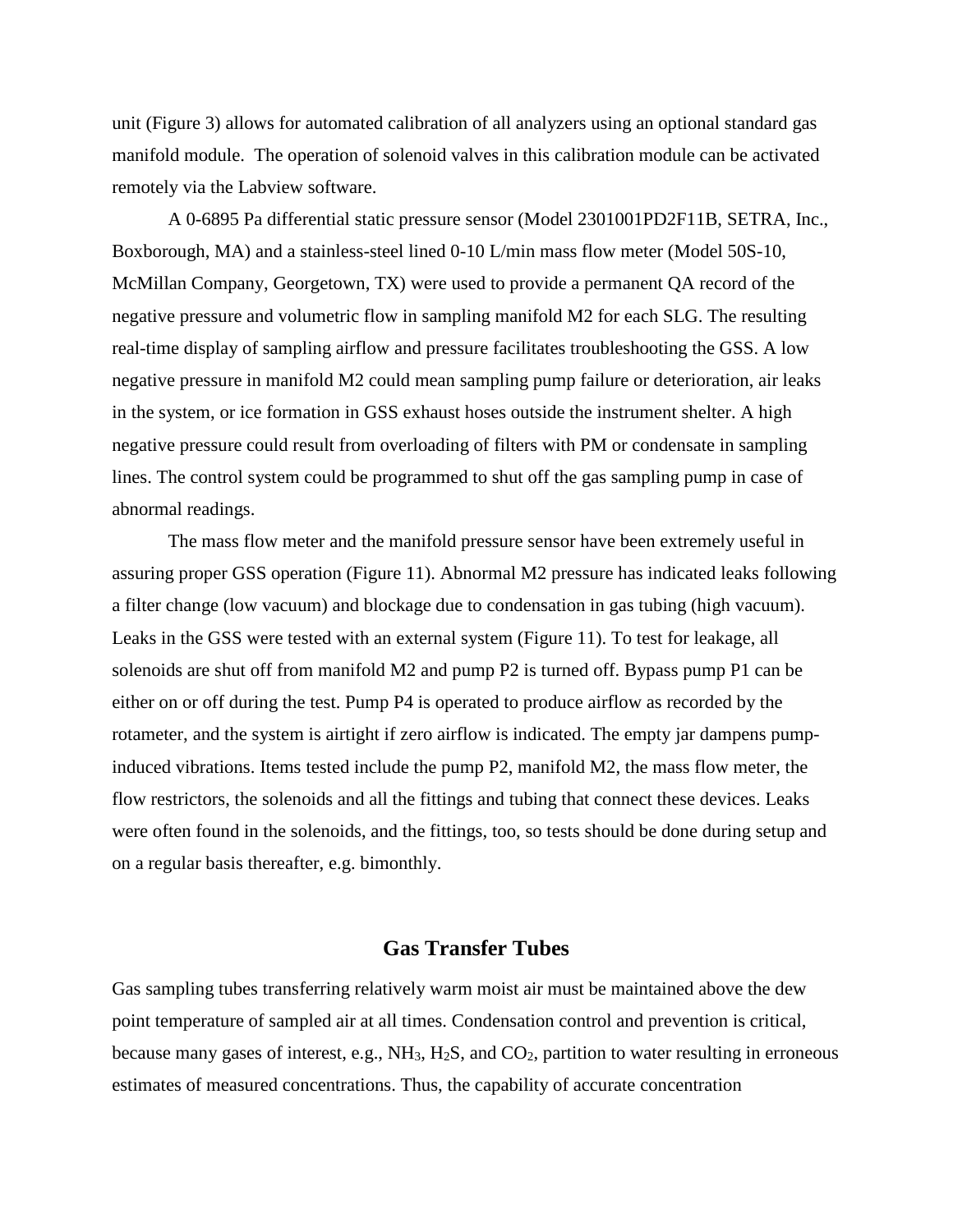unit (Figure 3) allows for automated calibration of all analyzers using an optional standard gas manifold module. The operation of solenoid valves in this calibration module can be activated remotely via the Labview software.

A 0-6895 Pa differential static pressure sensor (Model 2301001PD2F11B, SETRA, Inc., Boxborough, MA) and a stainless-steel lined 0-10 L/min mass flow meter (Model 50S-10, McMillan Company, Georgetown, TX) were used to provide a permanent QA record of the negative pressure and volumetric flow in sampling manifold M2 for each SLG. The resulting real-time display of sampling airflow and pressure facilitates troubleshooting the GSS. A low negative pressure in manifold M2 could mean sampling pump failure or deterioration, air leaks in the system, or ice formation in GSS exhaust hoses outside the instrument shelter. A high negative pressure could result from overloading of filters with PM or condensate in sampling lines. The control system could be programmed to shut off the gas sampling pump in case of abnormal readings.

The mass flow meter and the manifold pressure sensor have been extremely useful in assuring proper GSS operation (Figure 11). Abnormal M2 pressure has indicated leaks following a filter change (low vacuum) and blockage due to condensation in gas tubing (high vacuum). Leaks in the GSS were tested with an external system (Figure 11). To test for leakage, all solenoids are shut off from manifold M2 and pump P2 is turned off. Bypass pump P1 can be either on or off during the test. Pump P4 is operated to produce airflow as recorded by the rotameter, and the system is airtight if zero airflow is indicated. The empty jar dampens pump-induced vibrations. Items tested include the pump P2, manifold M2, the mass flow meter, the flow restrictors, the solenoids and all the fittings and tubing that connect these devices. Leaks were often found in the solenoids, and the fittings, too, so tests should be done during setup and on a regular basis thereafter, e.g. bimonthly.

## Gas Transfer Tubes

Gas sampling tubes transferring relatively warm moist air must be maintained above the dew point temperature of sampled air at all times. Condensation control and prevention is critical, because many gases of interest, e.g., $NH_3$, $H_2S$, and $CO_2$, partition to water resulting in erroneous estimates of measured concentrations. Thus, the capability of accurate concentration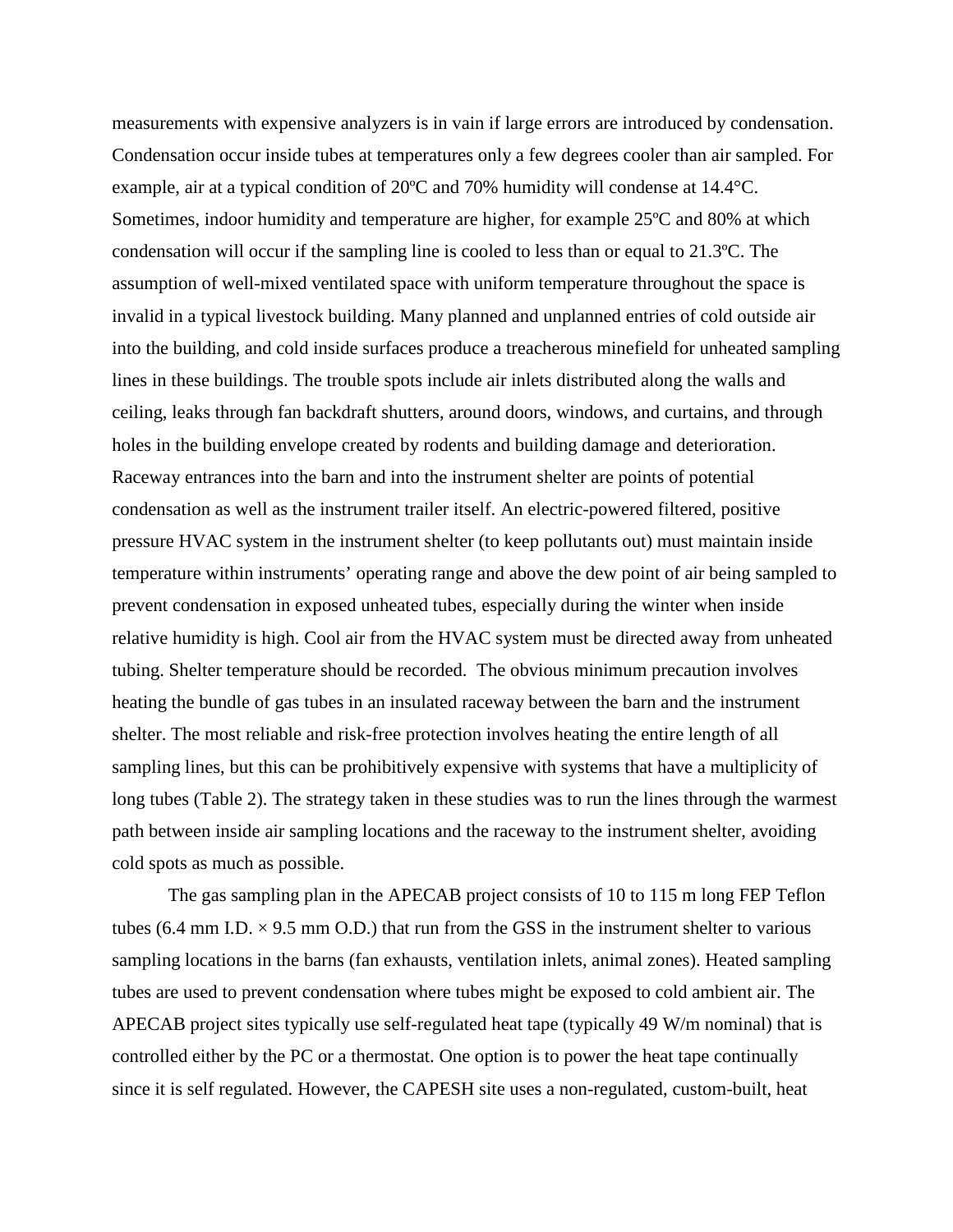measurements with expensive analyzers is in vain if large errors are introduced by condensation. Condensation occur inside tubes at temperatures only a few degrees cooler than air sampled. For example, air at a typical condition of 20ºC and 70% humidity will condense at 14.4°C. Sometimes, indoor humidity and temperature are higher, for example 25ºC and 80% at which condensation will occur if the sampling line is cooled to less than or equal to 21.3ºC. The assumption of well-mixed ventilated space with uniform temperature throughout the space is invalid in a typical livestock building. Many planned and unplanned entries of cold outside air into the building, and cold inside surfaces produce a treacherous minefield for unheated sampling lines in these buildings. The trouble spots include air inlets distributed along the walls and ceiling, leaks through fan backdraft shutters, around doors, windows, and curtains, and through holes in the building envelope created by rodents and building damage and deterioration. Raceway entrances into the barn and into the instrument shelter are points of potential condensation as well as the instrument trailer itself. An electric-powered filtered, positive pressure HVAC system in the instrument shelter (to keep pollutants out) must maintain inside temperature within instruments' operating range and above the dew point of air being sampled to prevent condensation in exposed unheated tubes, especially during the winter when inside relative humidity is high. Cool air from the HVAC system must be directed away from unheated tubing. Shelter temperature should be recorded. The obvious minimum precaution involves heating the bundle of gas tubes in an insulated raceway between the barn and the instrument shelter. The most reliable and risk-free protection involves heating the entire length of all sampling lines, but this can be prohibitively expensive with systems that have a multiplicity of long tubes (Table 2). The strategy taken in these studies was to run the lines through the warmest path between inside air sampling locations and the raceway to the instrument shelter, avoiding cold spots as much as possible.

The gas sampling plan in the APECAB project consists of 10 to 115 m long FEP Teflon tubes (6.4 mm I.D. × 9.5 mm O.D.) that run from the GSS in the instrument shelter to various sampling locations in the barns (fan exhausts, ventilation inlets, animal zones). Heated sampling tubes are used to prevent condensation where tubes might be exposed to cold ambient air. The APECAB project sites typically use self-regulated heat tape (typically 49 W/m nominal) that is controlled either by the PC or a thermostat. One option is to power the heat tape continually since it is self regulated. However, the CAPESH site uses a non-regulated, custom-built, heat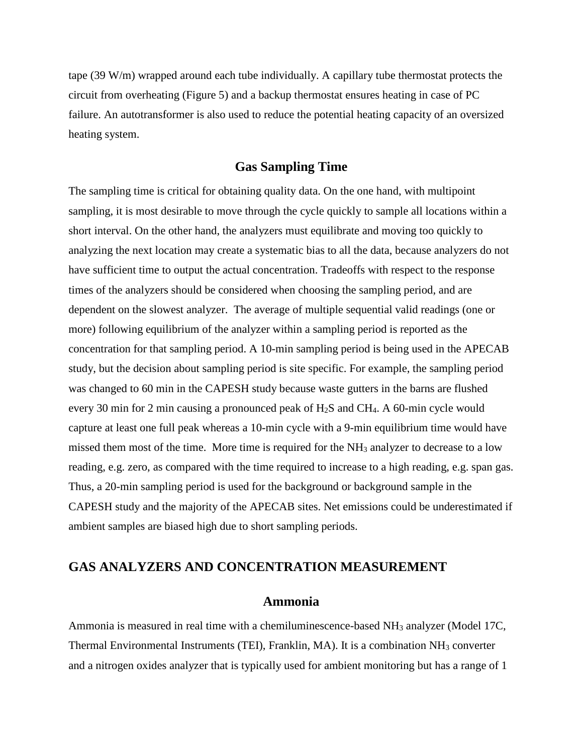tape (39 W/m) wrapped around each tube individually. A capillary tube thermostat protects the circuit from overheating (Figure 5) and a backup thermostat ensures heating in case of PC failure. An autotransformer is also used to reduce the potential heating capacity of an oversized heating system.

### Gas Sampling Time

The sampling time is critical for obtaining quality data. On the one hand, with multipoint sampling, it is most desirable to move through the cycle quickly to sample all locations within a short interval. On the other hand, the analyzers must equilibrate and moving too quickly to analyzing the next location may create a systematic bias to all the data, because analyzers do not have sufficient time to output the actual concentration. Tradeoffs with respect to the response times of the analyzers should be considered when choosing the sampling period, and are dependent on the slowest analyzer. The average of multiple sequential valid readings (one or more) following equilibrium of the analyzer within a sampling period is reported as the concentration for that sampling period. A 10-min sampling period is being used in the APECAB study, but the decision about sampling period is site specific. For example, the sampling period was changed to 60 min in the CAPESH study because waste gutters in the barns are flushed every 30 min for 2 min causing a pronounced peak of $H_2S$ and $CH_4$. A 60-min cycle would capture at least one full peak whereas a 10-min cycle with a 9-min equilibrium time would have missed them most of the time. More time is required for the $NH_3$ analyzer to decrease to a low reading, e.g. zero, as compared with the time required to increase to a high reading, e.g. span gas. Thus, a 20-min sampling period is used for the background or background sample in the CAPESH study and the majority of the APECAB sites. Net emissions could be underestimated if ambient samples are biased high due to short sampling periods.

## GAS ANALYZERS AND CONCENTRATION MEASUREMENT

### Ammonia

Ammonia is measured in real time with a chemiluminescence-based $NH_3$ analyzer (Model 17C, Thermal Environmental Instruments (TEI), Franklin, MA). It is a combination $NH_3$ converter and a nitrogen oxides analyzer that is typically used for ambient monitoring but has a range of 1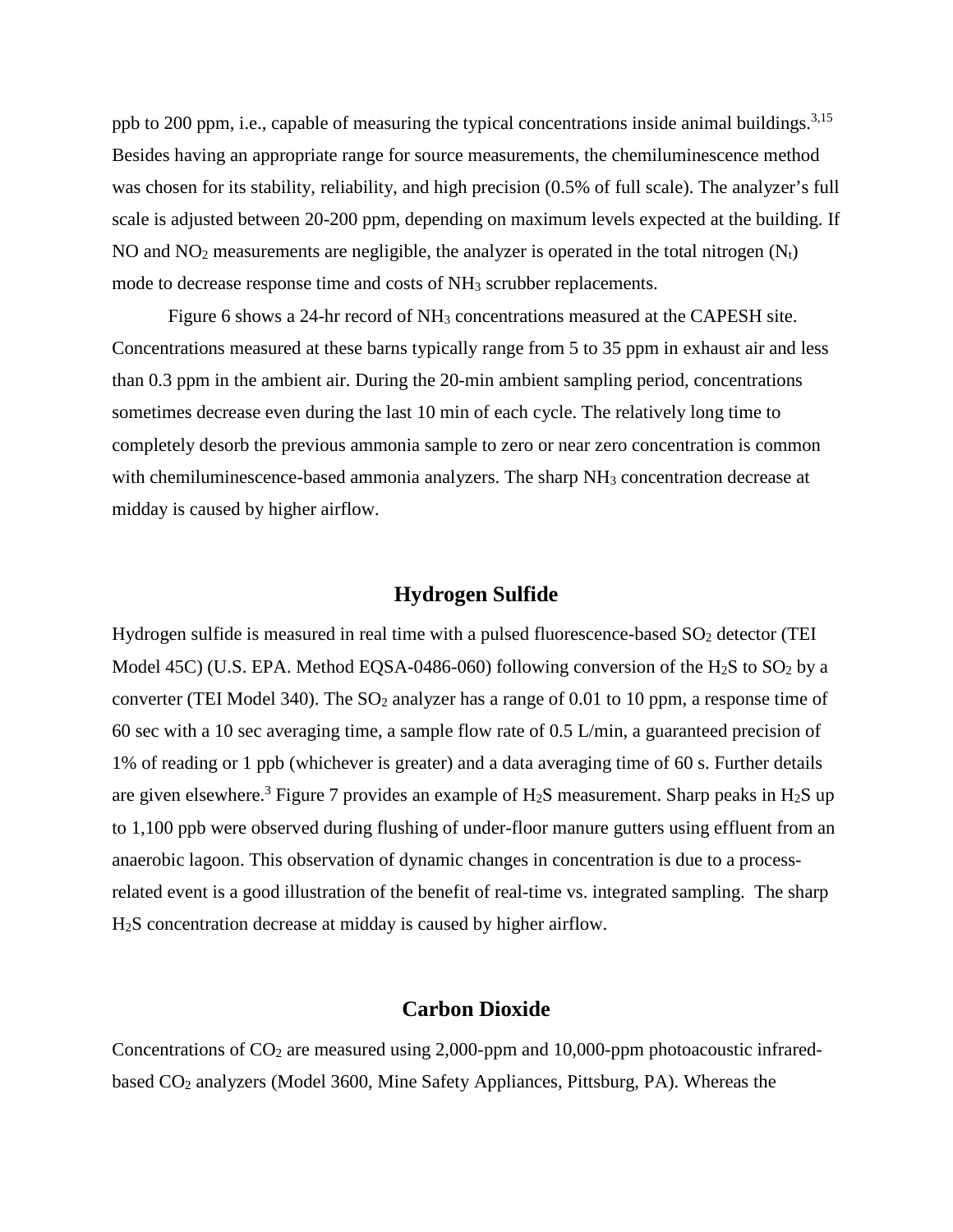ppb to 200 ppm, i.e., capable of measuring the typical concentrations inside animal buildings.[3,15] Besides having an appropriate range for source measurements, the chemiluminescence method was chosen for its stability, reliability, and high precision (0.5% of full scale). The analyzer's full scale is adjusted between 20-200 ppm, depending on maximum levels expected at the building. If NO and $NO_2$ measurements are negligible, the analyzer is operated in the total nitrogen ($N_t$) mode to decrease response time and costs of $NH_3$ scrubber replacements.

Figure 6 shows a 24-hr record of $NH_3$ concentrations measured at the CAPESH site. Concentrations measured at these barns typically range from 5 to 35 ppm in exhaust air and less than 0.3 ppm in the ambient air. During the 20-min ambient sampling period, concentrations sometimes decrease even during the last 10 min of each cycle. The relatively long time to completely desorb the previous ammonia sample to zero or near zero concentration is common with chemiluminescence-based ammonia analyzers. The sharp $NH_3$ concentration decrease at midday is caused by higher airflow.

## Hydrogen Sulfide

Hydrogen sulfide is measured in real time with a pulsed fluorescence-based $SO_2$ detector (TEI Model 45C) (U.S. EPA. Method EQSA-0486-060) following conversion of the $H_2S$ to $SO_2$ by a converter (TEI Model 340). The $SO_2$ analyzer has a range of 0.01 to 10 ppm, a response time of 60 sec with a 10 sec averaging time, a sample flow rate of 0.5 L/min, a guaranteed precision of 1% of reading or 1 ppb (whichever is greater) and a data averaging time of 60 s. Further details are given elsewhere.[3] Figure 7 provides an example of $H_2S$ measurement. Sharp peaks in $H_2S$ up to 1,100 ppb were observed during flushing of under-floor manure gutters using effluent from an anaerobic lagoon. This observation of dynamic changes in concentration is due to a process-related event is a good illustration of the benefit of real-time vs. integrated sampling. The sharp $H_2S$ concentration decrease at midday is caused by higher airflow.

## Carbon Dioxide

Concentrations of $CO_2$ are measured using 2,000-ppm and 10,000-ppm photoacoustic infrared-based $CO_2$ analyzers (Model 3600, Mine Safety Appliances, Pittsburg, PA). Whereas the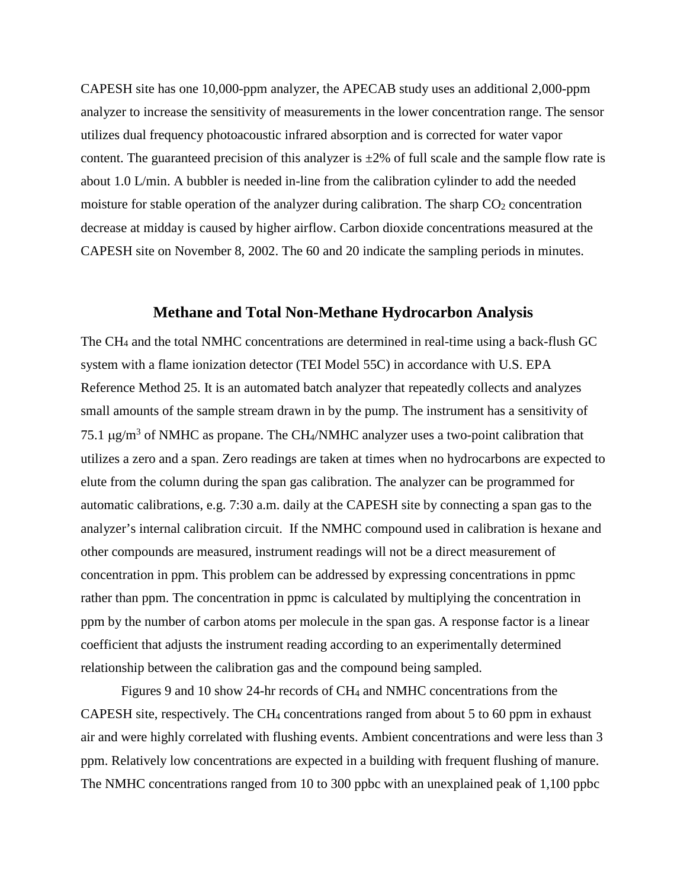CAPESH site has one 10,000-ppm analyzer, the APECAB study uses an additional 2,000-ppm analyzer to increase the sensitivity of measurements in the lower concentration range. The sensor utilizes dual frequency photoacoustic infrared absorption and is corrected for water vapor content. The guaranteed precision of this analyzer is ±2% of full scale and the sample flow rate is about 1.0 L/min. A bubbler is needed in-line from the calibration cylinder to add the needed moisture for stable operation of the analyzer during calibration. The sharp $CO_2$ concentration decrease at midday is caused by higher airflow. Carbon dioxide concentrations measured at the CAPESH site on November 8, 2002. The 60 and 20 indicate the sampling periods in minutes.

## Methane and Total Non-Methane Hydrocarbon Analysis

The $CH_4$ and the total NMHC concentrations are determined in real-time using a back-flush GC system with a flame ionization detector (TEI Model 55C) in accordance with U.S. EPA Reference Method 25. It is an automated batch analyzer that repeatedly collects and analyzes small amounts of the sample stream drawn in by the pump. The instrument has a sensitivity of 75.1 $\mu g/m^3$ of NMHC as propane. The $CH_4$/NMHC analyzer uses a two-point calibration that utilizes a zero and a span. Zero readings are taken at times when no hydrocarbons are expected to elute from the column during the span gas calibration. The analyzer can be programmed for automatic calibrations, e.g. 7:30 a.m. daily at the CAPESH site by connecting a span gas to the analyzer's internal calibration circuit. If the NMHC compound used in calibration is hexane and other compounds are measured, instrument readings will not be a direct measurement of concentration in ppm. This problem can be addressed by expressing concentrations in ppmc rather than ppm. The concentration in ppmc is calculated by multiplying the concentration in ppm by the number of carbon atoms per molecule in the span gas. A response factor is a linear coefficient that adjusts the instrument reading according to an experimentally determined relationship between the calibration gas and the compound being sampled.

Figures 9 and 10 show 24-hr records of $CH_4$ and NMHC concentrations from the CAPESH site, respectively. The $CH_4$ concentrations ranged from about 5 to 60 ppm in exhaust air and were highly correlated with flushing events. Ambient concentrations and were less than 3 ppm. Relatively low concentrations are expected in a building with frequent flushing of manure. The NMHC concentrations ranged from 10 to 300 ppbc with an unexplained peak of 1,100 ppbc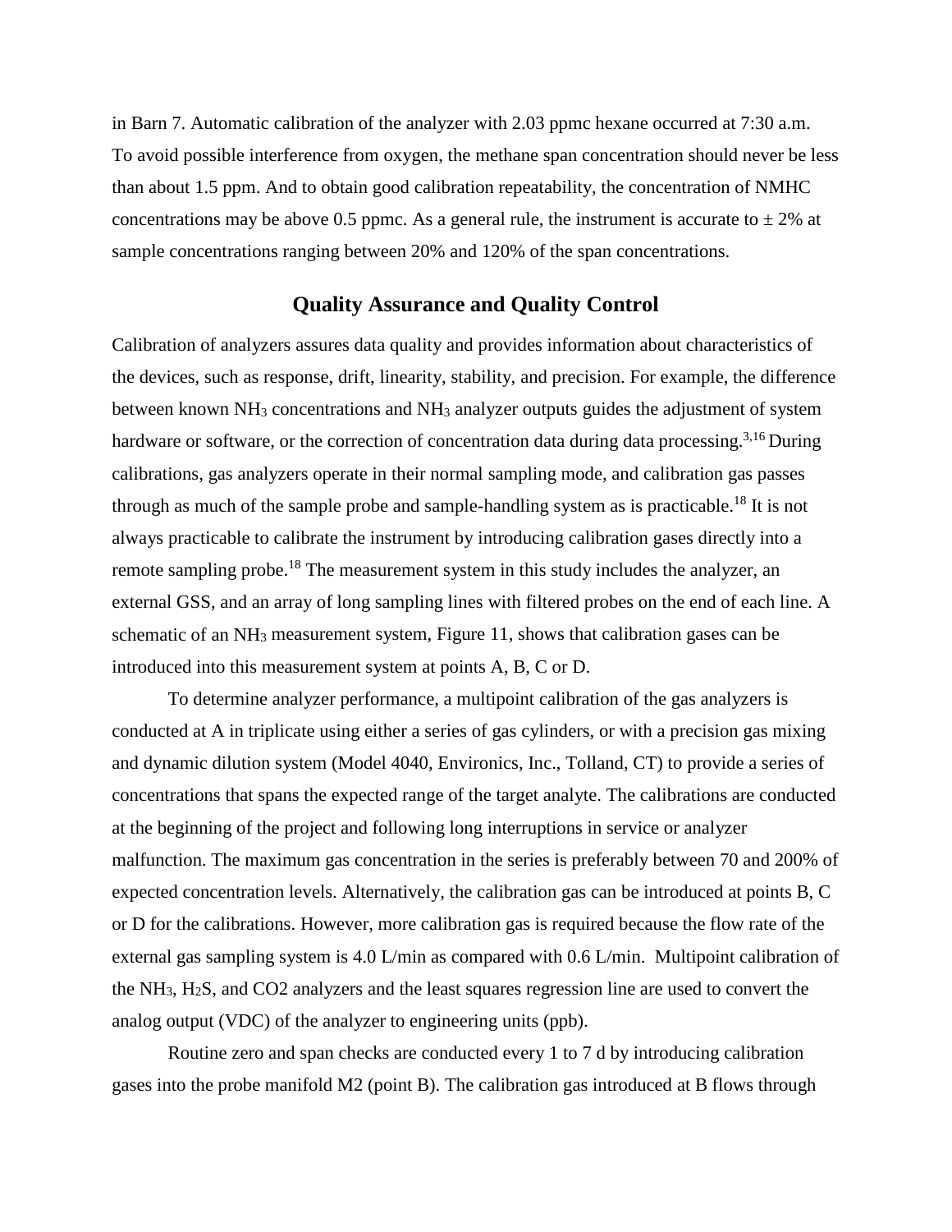in Barn 7. Automatic calibration of the analyzer with 2.03 ppmc hexane occurred at 7:30 a.m. To avoid possible interference from oxygen, the methane span concentration should never be less than about 1.5 ppm. And to obtain good calibration repeatability, the concentration of NMHC concentrations may be above 0.5 ppmc. As a general rule, the instrument is accurate to ± 2% at sample concentrations ranging between 20% and 120% of the span concentrations.

## Quality Assurance and Quality Control

Calibration of analyzers assures data quality and provides information about characteristics of the devices, such as response, drift, linearity, stability, and precision. For example, the difference between known $NH_3$ concentrations and $NH_3$ analyzer outputs guides the adjustment of system hardware or software, or the correction of concentration data during data processing.[3,16] During calibrations, gas analyzers operate in their normal sampling mode, and calibration gas passes through as much of the sample probe and sample-handling system as is practicable.[18] It is not always practicable to calibrate the instrument by introducing calibration gases directly into a remote sampling probe.[18] The measurement system in this study includes the analyzer, an external GSS, and an array of long sampling lines with filtered probes on the end of each line. A schematic of an $NH_3$ measurement system, Figure 11, shows that calibration gases can be introduced into this measurement system at points A, B, C or D.

To determine analyzer performance, a multipoint calibration of the gas analyzers is conducted at A in triplicate using either a series of gas cylinders, or with a precision gas mixing and dynamic dilution system (Model 4040, Environics, Inc., Tolland, CT) to provide a series of concentrations that spans the expected range of the target analyte. The calibrations are conducted at the beginning of the project and following long interruptions in service or analyzer malfunction. The maximum gas concentration in the series is preferably between 70 and 200% of expected concentration levels. Alternatively, the calibration gas can be introduced at points B, C or D for the calibrations. However, more calibration gas is required because the flow rate of the external gas sampling system is 4.0 L/min as compared with 0.6 L/min. Multipoint calibration of the $NH_3$, $H_2S$, and CO2 analyzers and the least squares regression line are used to convert the analog output (VDC) of the analyzer to engineering units (ppb).

Routine zero and span checks are conducted every 1 to 7 d by introducing calibration gases into the probe manifold M2 (point B). The calibration gas introduced at B flows through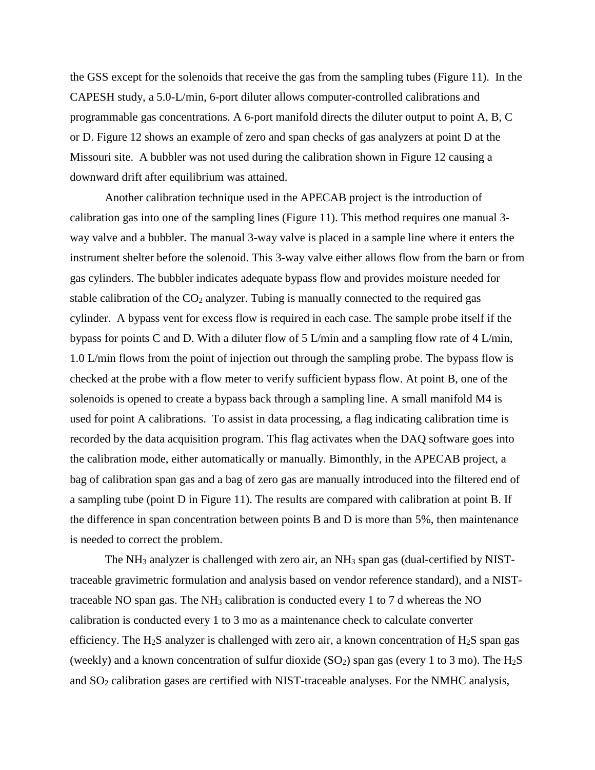the GSS except for the solenoids that receive the gas from the sampling tubes (Figure 11). In the CAPESH study, a 5.0-L/min, 6-port diluter allows computer-controlled calibrations and programmable gas concentrations. A 6-port manifold directs the diluter output to point A, B, C or D. Figure 12 shows an example of zero and span checks of gas analyzers at point D at the Missouri site. A bubbler was not used during the calibration shown in Figure 12 causing a downward drift after equilibrium was attained.

Another calibration technique used in the APECAB project is the introduction of calibration gas into one of the sampling lines (Figure 11). This method requires one manual 3-way valve and a bubbler. The manual 3-way valve is placed in a sample line where it enters the instrument shelter before the solenoid. This 3-way valve either allows flow from the barn or from gas cylinders. The bubbler indicates adequate bypass flow and provides moisture needed for stable calibration of the $CO_2$ analyzer. Tubing is manually connected to the required gas cylinder. A bypass vent for excess flow is required in each case. The sample probe itself if the bypass for points C and D. With a diluter flow of 5 L/min and a sampling flow rate of 4 L/min, 1.0 L/min flows from the point of injection out through the sampling probe. The bypass flow is checked at the probe with a flow meter to verify sufficient bypass flow. At point B, one of the solenoids is opened to create a bypass back through a sampling line. A small manifold M4 is used for point A calibrations. To assist in data processing, a flag indicating calibration time is recorded by the data acquisition program. This flag activates when the DAQ software goes into the calibration mode, either automatically or manually. Bimonthly, in the APECAB project, a bag of calibration span gas and a bag of zero gas are manually introduced into the filtered end of a sampling tube (point D in Figure 11). The results are compared with calibration at point B. If the difference in span concentration between points B and D is more than 5%, then maintenance is needed to correct the problem.

The $NH_3$ analyzer is challenged with zero air, an $NH_3$ span gas (dual-certified by NIST-traceable gravimetric formulation and analysis based on vendor reference standard), and a NIST-traceable NO span gas. The $NH_3$ calibration is conducted every 1 to 7 d whereas the NO calibration is conducted every 1 to 3 mo as a maintenance check to calculate converter efficiency. The $H_2S$ analyzer is challenged with zero air, a known concentration of $H_2S$ span gas (weekly) and a known concentration of sulfur dioxide ($SO_2$) span gas (every 1 to 3 mo). The $H_2S$ and $SO_2$ calibration gases are certified with NIST-traceable analyses. For the NMHC analysis,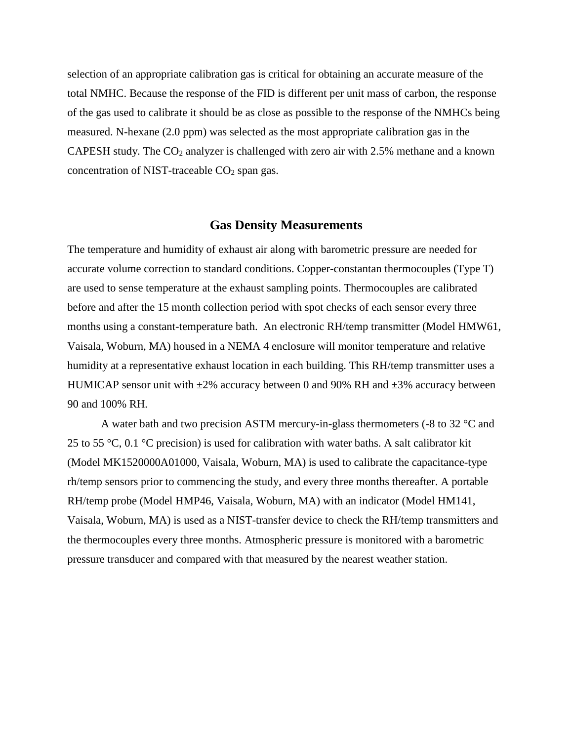selection of an appropriate calibration gas is critical for obtaining an accurate measure of the total NMHC. Because the response of the FID is different per unit mass of carbon, the response of the gas used to calibrate it should be as close as possible to the response of the NMHCs being measured. N-hexane (2.0 ppm) was selected as the most appropriate calibration gas in the CAPESH study. The $CO_2$ analyzer is challenged with zero air with 2.5% methane and a known concentration of NIST-traceable $CO_2$ span gas.

## Gas Density Measurements

The temperature and humidity of exhaust air along with barometric pressure are needed for accurate volume correction to standard conditions. Copper-constantan thermocouples (Type T) are used to sense temperature at the exhaust sampling points. Thermocouples are calibrated before and after the 15 month collection period with spot checks of each sensor every three months using a constant-temperature bath. An electronic RH/temp transmitter (Model HMW61, Vaisala, Woburn, MA) housed in a NEMA 4 enclosure will monitor temperature and relative humidity at a representative exhaust location in each building. This RH/temp transmitter uses a HUMICAP sensor unit with ±2% accuracy between 0 and 90% RH and ±3% accuracy between 90 and 100% RH.

A water bath and two precision ASTM mercury-in-glass thermometers (-8 to 32 °C and 25 to 55 °C, 0.1 °C precision) is used for calibration with water baths. A salt calibrator kit (Model MK1520000A01000, Vaisala, Woburn, MA) is used to calibrate the capacitance-type rh/temp sensors prior to commencing the study, and every three months thereafter. A portable RH/temp probe (Model HMP46, Vaisala, Woburn, MA) with an indicator (Model HM141, Vaisala, Woburn, MA) is used as a NIST-transfer device to check the RH/temp transmitters and the thermocouples every three months. Atmospheric pressure is monitored with a barometric pressure transducer and compared with that measured by the nearest weather station.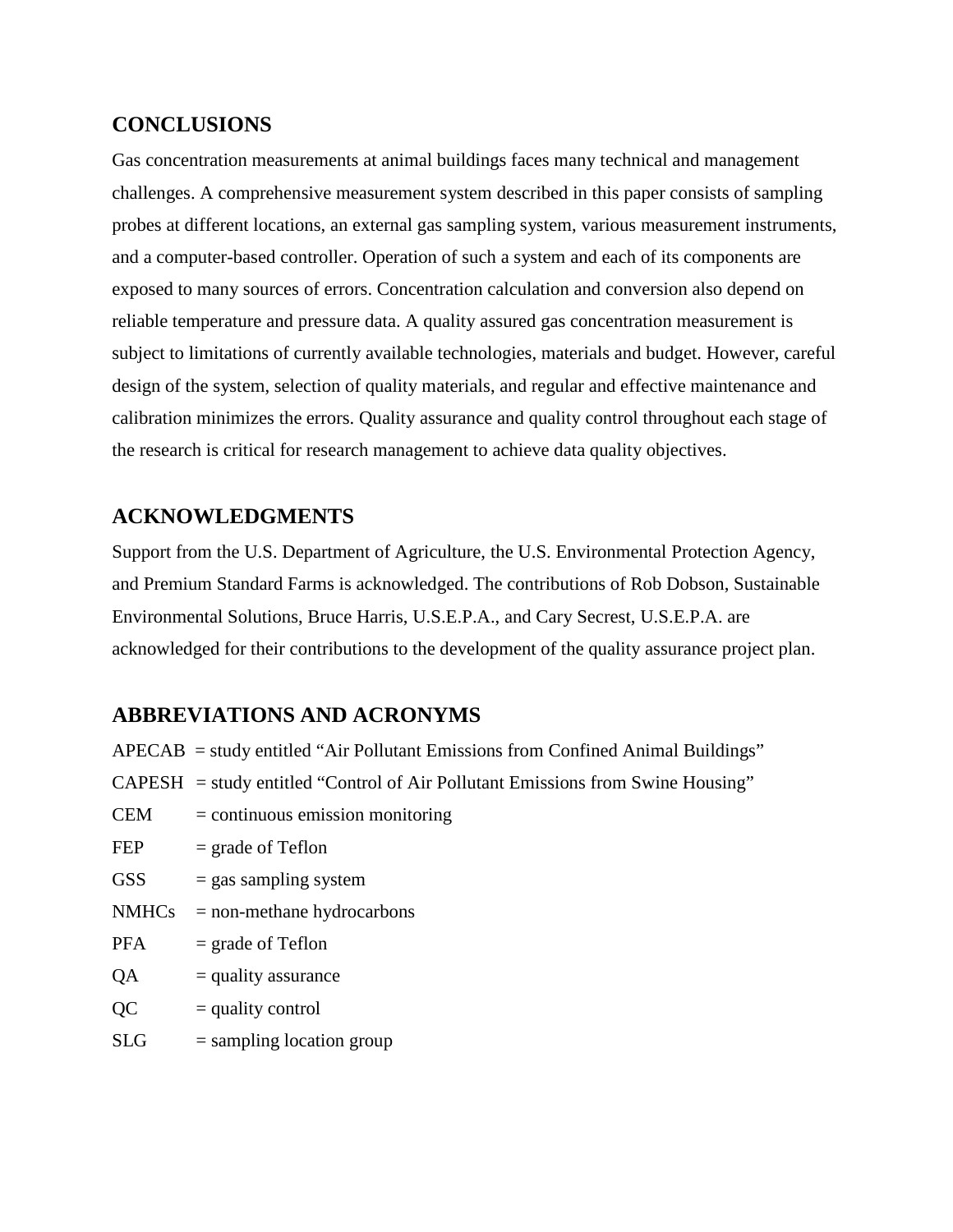## CONCLUSIONS

Gas concentration measurements at animal buildings faces many technical and management challenges. A comprehensive measurement system described in this paper consists of sampling probes at different locations, an external gas sampling system, various measurement instruments, and a computer-based controller. Operation of such a system and each of its components are exposed to many sources of errors. Concentration calculation and conversion also depend on reliable temperature and pressure data. A quality assured gas concentration measurement is subject to limitations of currently available technologies, materials and budget. However, careful design of the system, selection of quality materials, and regular and effective maintenance and calibration minimizes the errors. Quality assurance and quality control throughout each stage of the research is critical for research management to achieve data quality objectives.

## ACKNOWLEDGMENTS

Support from the U.S. Department of Agriculture, the U.S. Environmental Protection Agency, and Premium Standard Farms is acknowledged. The contributions of Rob Dobson, Sustainable Environmental Solutions, Bruce Harris, U.S.E.P.A., and Cary Secrest, U.S.E.P.A. are acknowledged for their contributions to the development of the quality assurance project plan.

## ABBREVIATIONS AND ACRONYMS

APECAB = study entitled "Air Pollutant Emissions from Confined Animal Buildings"

CAPESH = study entitled "Control of Air Pollutant Emissions from Swine Housing"

CEM = continuous emission monitoring

FEP = grade of Teflon

GSS = gas sampling system

NMHCs = non-methane hydrocarbons

PFA = grade of Teflon

QA = quality assurance

QC = quality control

SLG = sampling location group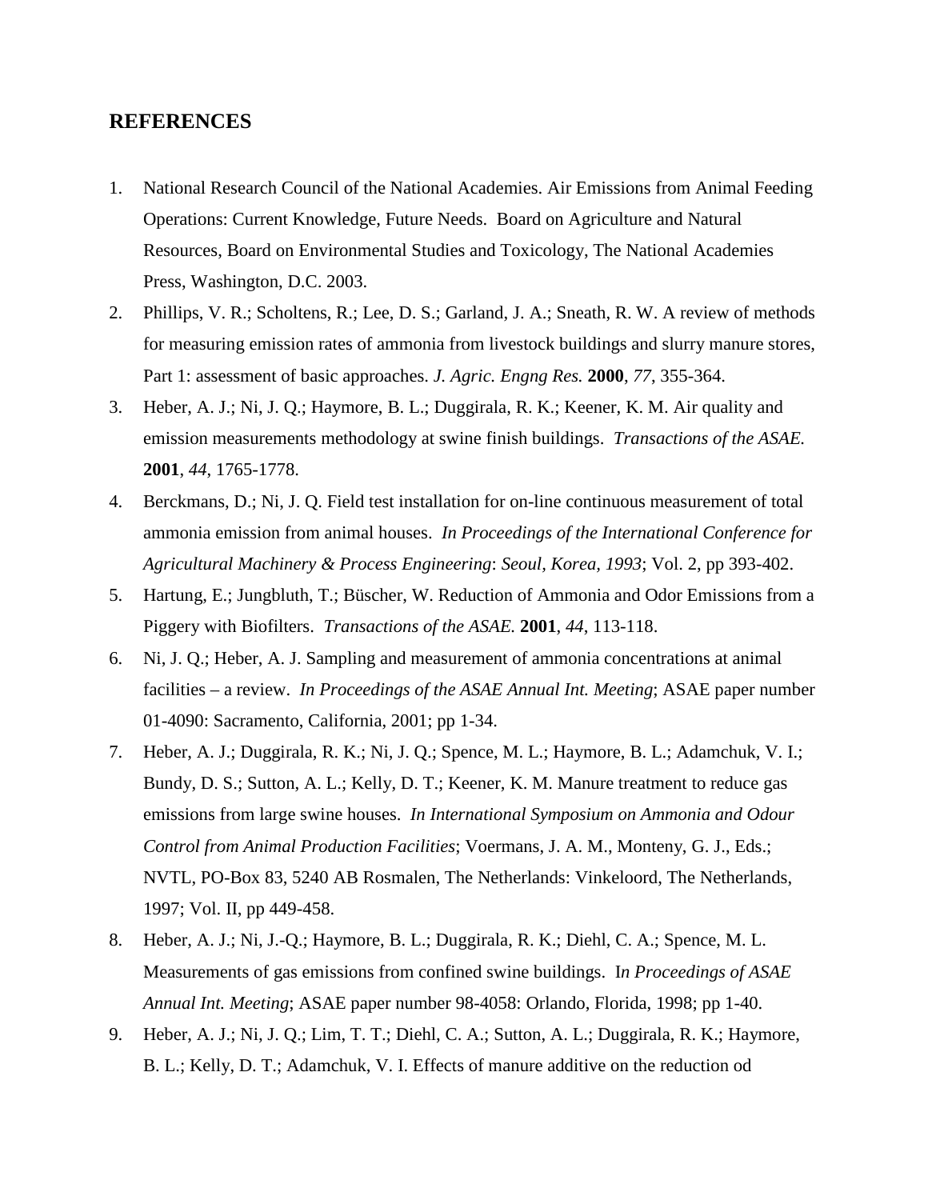## REFERENCES

1. National Research Council of the National Academies. Air Emissions from Animal Feeding Operations: Current Knowledge, Future Needs. Board on Agriculture and Natural Resources, Board on Environmental Studies and Toxicology, The National Academies Press, Washington, D.C. 2003.
2. Phillips, V. R.; Scholtens, R.; Lee, D. S.; Garland, J. A.; Sneath, R. W. A review of methods for measuring emission rates of ammonia from livestock buildings and slurry manure stores, Part 1: assessment of basic approaches. *J. Agric. Engng Res.* **2000**, *77*, 355-364.
3. Heber, A. J.; Ni, J. Q.; Haymore, B. L.; Duggirala, R. K.; Keener, K. M. Air quality and emission measurements methodology at swine finish buildings. *Transactions of the ASAE.* **2001**, *44*, 1765-1778.
4. Berckmans, D.; Ni, J. Q. Field test installation for on-line continuous measurement of total ammonia emission from animal houses. *In Proceedings of the International Conference for Agricultural Machinery & Process Engineering*: *Seoul, Korea, 1993*; Vol. 2, pp 393-402.
5. Hartung, E.; Jungbluth, T.; Büscher, W. Reduction of Ammonia and Odor Emissions from a Piggery with Biofilters. *Transactions of the ASAE.* **2001**, *44*, 113-118.
6. Ni, J. Q.; Heber, A. J. Sampling and measurement of ammonia concentrations at animal facilities – a review. *In Proceedings of the ASAE Annual Int. Meeting*; ASAE paper number 01-4090: Sacramento, California, 2001; pp 1-34.
7. Heber, A. J.; Duggirala, R. K.; Ni, J. Q.; Spence, M. L.; Haymore, B. L.; Adamchuk, V. I.; Bundy, D. S.; Sutton, A. L.; Kelly, D. T.; Keener, K. M. Manure treatment to reduce gas emissions from large swine houses. *In International Symposium on Ammonia and Odour Control from Animal Production Facilities*; Voermans, J. A. M., Monteny, G. J., Eds.; NVTL, PO-Box 83, 5240 AB Rosmalen, The Netherlands: Vinkeloord, The Netherlands, 1997; Vol. II, pp 449-458.
8. Heber, A. J.; Ni, J.-Q.; Haymore, B. L.; Duggirala, R. K.; Diehl, C. A.; Spence, M. L. Measurements of gas emissions from confined swine buildings. I*n Proceedings of ASAE Annual Int. Meeting*; ASAE paper number 98-4058: Orlando, Florida, 1998; pp 1-40.
9. Heber, A. J.; Ni, J. Q.; Lim, T. T.; Diehl, C. A.; Sutton, A. L.; Duggirala, R. K.; Haymore, B. L.; Kelly, D. T.; Adamchuk, V. I. Effects of manure additive on the reduction od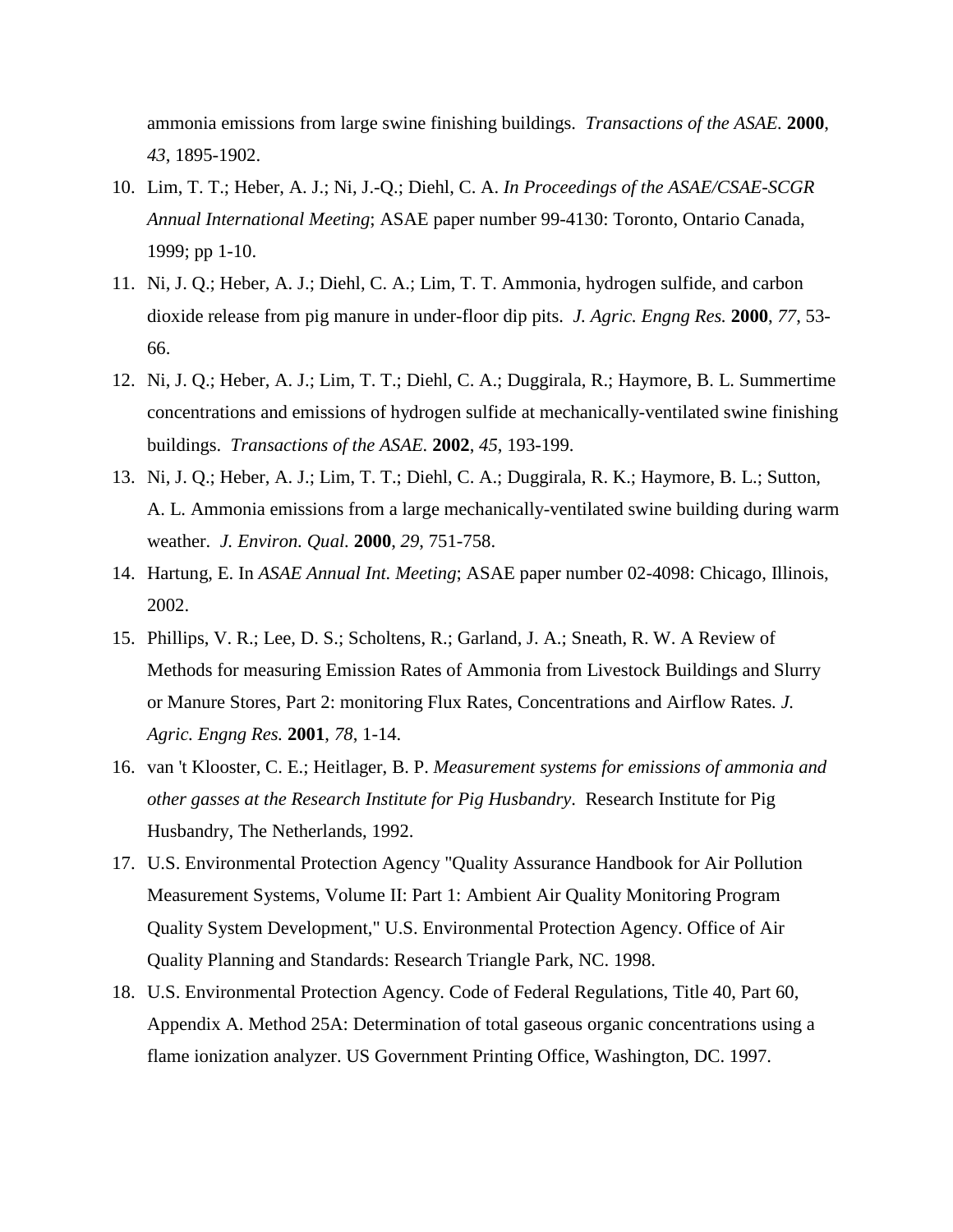ammonia emissions from large swine finishing buildings. *Transactions of the ASAE.* **2000**, *43*, 1895-1902.

10. Lim, T. T.; Heber, A. J.; Ni, J.-Q.; Diehl, C. A. *In Proceedings of the ASAE/CSAE-SCGR Annual International Meeting*; ASAE paper number 99-4130: Toronto, Ontario Canada, 1999; pp 1-10.
11. Ni, J. Q.; Heber, A. J.; Diehl, C. A.; Lim, T. T. Ammonia, hydrogen sulfide, and carbon dioxide release from pig manure in under-floor dip pits. *J. Agric. Engng Res.* **2000**, *77*, 53-66.
12. Ni, J. Q.; Heber, A. J.; Lim, T. T.; Diehl, C. A.; Duggirala, R.; Haymore, B. L. Summertime concentrations and emissions of hydrogen sulfide at mechanically-ventilated swine finishing buildings. *Transactions of the ASAE.* **2002**, *45*, 193-199.
13. Ni, J. Q.; Heber, A. J.; Lim, T. T.; Diehl, C. A.; Duggirala, R. K.; Haymore, B. L.; Sutton, A. L. Ammonia emissions from a large mechanically-ventilated swine building during warm weather. *J. Environ. Qual.* **2000**, *29*, 751-758.
14. Hartung, E. In *ASAE Annual Int. Meeting*; ASAE paper number 02-4098: Chicago, Illinois, 2002.
15. Phillips, V. R.; Lee, D. S.; Scholtens, R.; Garland, J. A.; Sneath, R. W. A Review of Methods for measuring Emission Rates of Ammonia from Livestock Buildings and Slurry or Manure Stores, Part 2: monitoring Flux Rates, Concentrations and Airflow Rates. *J. Agric. Engng Res.* **2001**, *78*, 1-14.
16. van 't Klooster, C. E.; Heitlager, B. P. *Measurement systems for emissions of ammonia and other gasses at the Research Institute for Pig Husbandry*. Research Institute for Pig Husbandry, The Netherlands, 1992.
17. U.S. Environmental Protection Agency "Quality Assurance Handbook for Air Pollution Measurement Systems, Volume II: Part 1: Ambient Air Quality Monitoring Program Quality System Development," U.S. Environmental Protection Agency. Office of Air Quality Planning and Standards: Research Triangle Park, NC. 1998.
18. U.S. Environmental Protection Agency. Code of Federal Regulations, Title 40, Part 60, Appendix A. Method 25A: Determination of total gaseous organic concentrations using a flame ionization analyzer. US Government Printing Office, Washington, DC. 1997.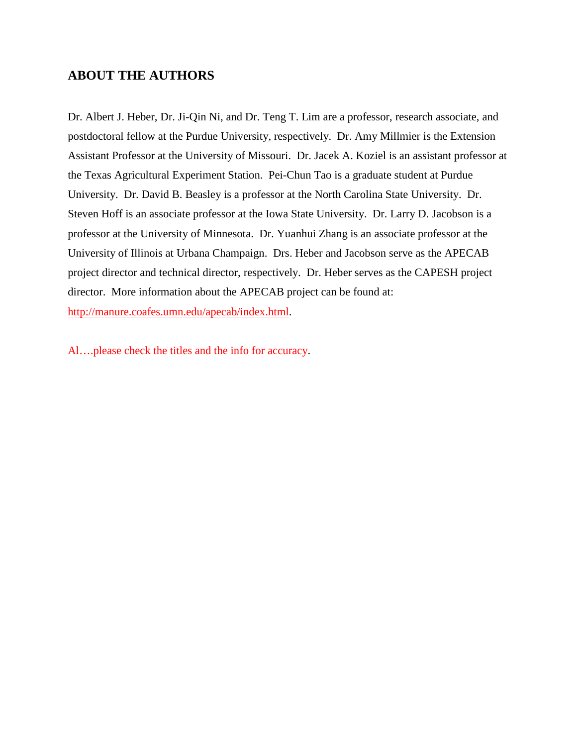## ABOUT THE AUTHORS

Dr. Albert J. Heber, Dr. Ji-Qin Ni, and Dr. Teng T. Lim are a professor, research associate, and postdoctoral fellow at the Purdue University, respectively. Dr. Amy Millmier is the Extension Assistant Professor at the University of Missouri. Dr. Jacek A. Koziel is an assistant professor at the Texas Agricultural Experiment Station. Pei-Chun Tao is a graduate student at Purdue University. Dr. David B. Beasley is a professor at the North Carolina State University. Dr. Steven Hoff is an associate professor at the Iowa State University. Dr. Larry D. Jacobson is a professor at the University of Minnesota. Dr. Yuanhui Zhang is an associate professor at the University of Illinois at Urbana Champaign. Drs. Heber and Jacobson serve as the APECAB project director and technical director, respectively. Dr. Heber serves as the CAPESH project director. More information about the APECAB project can be found at: http://manure.coafes.umn.edu/apecab/index.html.

Al….please check the titles and the info for accuracy.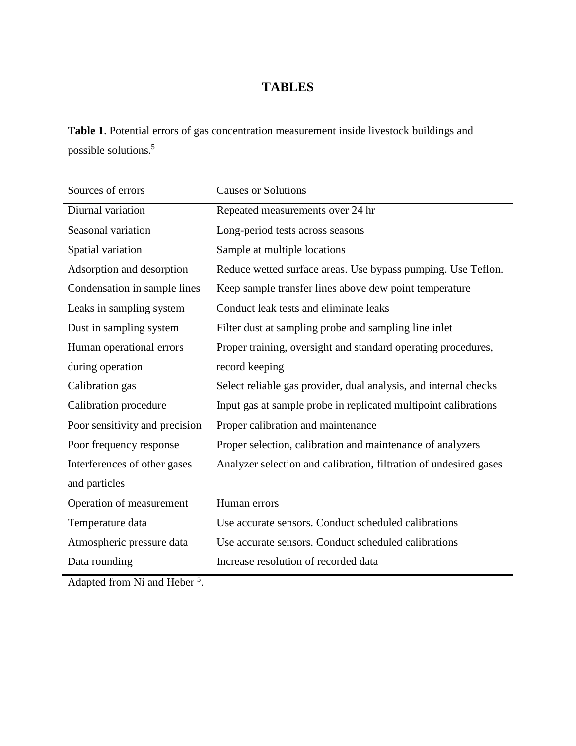# TABLES

**Table 1**. Potential errors of gas concentration measurement inside livestock buildings and possible solutions.[5]

| Sources of errors | Causes or Solutions |
| --- | --- |
| Diurnal variation | Repeated measurements over 24 hr |
| Seasonal variation | Long-period tests across seasons |
| Spatial variation | Sample at multiple locations |
| Adsorption and desorption | Reduce wetted surface areas. Use bypass pumping. Use Teflon. |
| Condensation in sample lines | Keep sample transfer lines above dew point temperature |
| Leaks in sampling system | Conduct leak tests and eliminate leaks |
| Dust in sampling system | Filter dust at sampling probe and sampling line inlet |
| Human operational errors during operation | Proper training, oversight and standard operating procedures, record keeping |
| Calibration gas | Select reliable gas provider, dual analysis, and internal checks |
| Calibration procedure | Input gas at sample probe in replicated multipoint calibrations |
| Poor sensitivity and precision | Proper calibration and maintenance |
| Poor frequency response | Proper selection, calibration and maintenance of analyzers |
| Interferences of other gases and particles | Analyzer selection and calibration, filtration of undesired gases |
| Operation of measurement | Human errors |
| Temperature data | Use accurate sensors. Conduct scheduled calibrations |
| Atmospheric pressure data | Use accurate sensors. Conduct scheduled calibrations |
| Data rounding | Increase resolution of recorded data |

Adapted from Ni and Heber [5].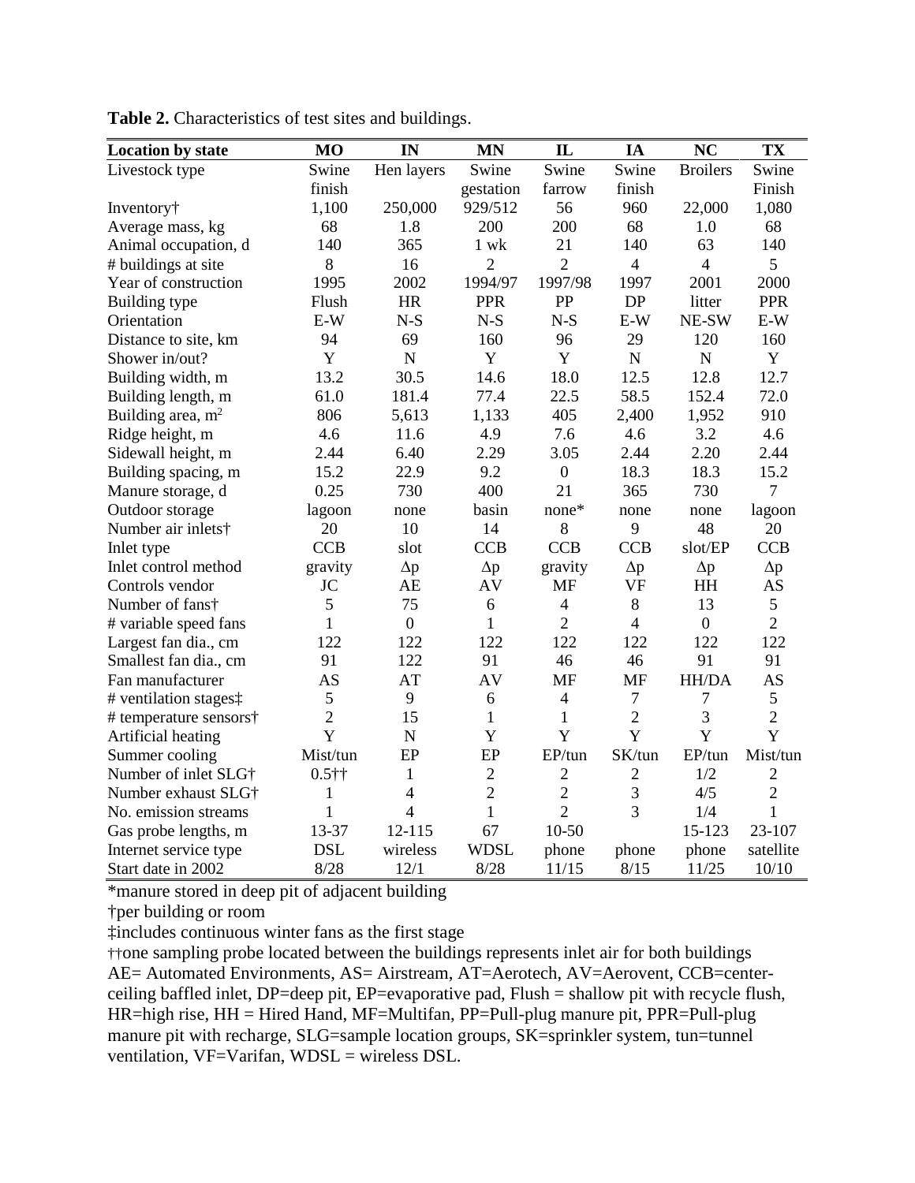**Table 2.** Characteristics of test sites and buildings.

| Location by state | MO | IN | MN | IL | IA | NC | TX |
|---|---|---|---|---|---|---|---|
| Livestock type | Swine finish | Hen layers | Swine gestation | Swine farrow | Swine finish | Broilers | Swine Finish |
| Inventory† | 1,100 | 250,000 | 929/512 | 56 | 960 | 22,000 | 1,080 |
| Average mass, kg | 68 | 1.8 | 200 | 200 | 68 | 1.0 | 68 |
| Animal occupation, d | 140 | 365 | 1 wk | 21 | 140 | 63 | 140 |
| # buildings at site | 8 | 16 | 2 | 2 | 4 | 4 | 5 |
| Year of construction | 1995 | 2002 | 1994/97 | 1997/98 | 1997 | 2001 | 2000 |
| Building type | Flush | HR | PPR | PP | DP | litter | PPR |
| Orientation | E-W | N-S | N-S | N-S | E-W | NE-SW | E-W |
| Distance to site, km | 94 | 69 | 160 | 96 | 29 | 120 | 160 |
| Shower in/out? | Y | N | Y | Y | N | N | Y |
| Building width, m | 13.2 | 30.5 | 14.6 | 18.0 | 12.5 | 12.8 | 12.7 |
| Building length, m | 61.0 | 181.4 | 77.4 | 22.5 | 58.5 | 152.4 | 72.0 |
| Building area, $m^2$ | 806 | 5,613 | 1,133 | 405 | 2,400 | 1,952 | 910 |
| Ridge height, m | 4.6 | 11.6 | 4.9 | 7.6 | 4.6 | 3.2 | 4.6 |
| Sidewall height, m | 2.44 | 6.40 | 2.29 | 3.05 | 2.44 | 2.20 | 2.44 |
| Building spacing, m | 15.2 | 22.9 | 9.2 | 0 | 18.3 | 18.3 | 15.2 |
| Manure storage, d | 0.25 | 730 | 400 | 21 | 365 | 730 | 7 |
| Outdoor storage | lagoon | none | basin | none* | none | none | lagoon |
| Number air inlets† | 20 | 10 | 14 | 8 | 9 | 48 | 20 |
| Inlet type | CCB | slot | CCB | CCB | CCB | slot/EP | CCB |
| Inlet control method | gravity | Δp | Δp | gravity | Δp | Δp | Δp |
| Controls vendor | JC | AE | AV | MF | VF | HH | AS |
| Number of fans† | 5 | 75 | 6 | 4 | 8 | 13 | 5 |
| # variable speed fans | 1 | 0 | 1 | 2 | 4 | 0 | 2 |
| Largest fan dia., cm | 122 | 122 | 122 | 122 | 122 | 122 | 122 |
| Smallest fan dia., cm | 91 | 122 | 91 | 46 | 46 | 91 | 91 |
| Fan manufacturer | AS | AT | AV | MF | MF | HH/DA | AS |
| # ventilation stages‡ | 5 | 9 | 6 | 4 | 7 | 7 | 5 |
| # temperature sensors† | 2 | 15 | 1 | 1 | 2 | 3 | 2 |
| Artificial heating | Y | N | Y | Y | Y | Y | Y |
| Summer cooling | Mist/tun | EP | EP | EP/tun | SK/tun | EP/tun | Mist/tun |
| Number of inlet SLG† | 0.5†† | 1 | 2 | 2 | 2 | 1/2 | 2 |
| Number exhaust SLG† | 1 | 4 | 2 | 2 | 3 | 4/5 | 2 |
| No. emission streams | 1 | 4 | 1 | 2 | 3 | 1/4 | 1 |
| Gas probe lengths, m | 13-37 | 12-115 | 67 | 10-50 | | 15-123 | 23-107 |
| Internet service type | DSL | wireless | WDSL | phone | phone | phone | satellite |
| Start date in 2002 | 8/28 | 12/1 | 8/28 | 11/15 | 8/15 | 11/25 | 10/10 |

*manure stored in deep pit of adjacent building

†per building or room

‡includes continuous winter fans as the first stage

††one sampling probe located between the buildings represents inlet air for both buildings

AE= Automated Environments, AS= Airstream, AT=Aerotech, AV=Aerovent, CCB=center-ceiling baffled inlet, DP=deep pit, EP=evaporative pad, Flush = shallow pit with recycle flush, HR=high rise, HH = Hired Hand, MF=Multifan, PP=Pull-plug manure pit, PPR=Pull-plug manure pit with recharge, SLG=sample location groups, SK=sprinkler system, tun=tunnel ventilation, VF=Varifan, WDSL = wireless DSL.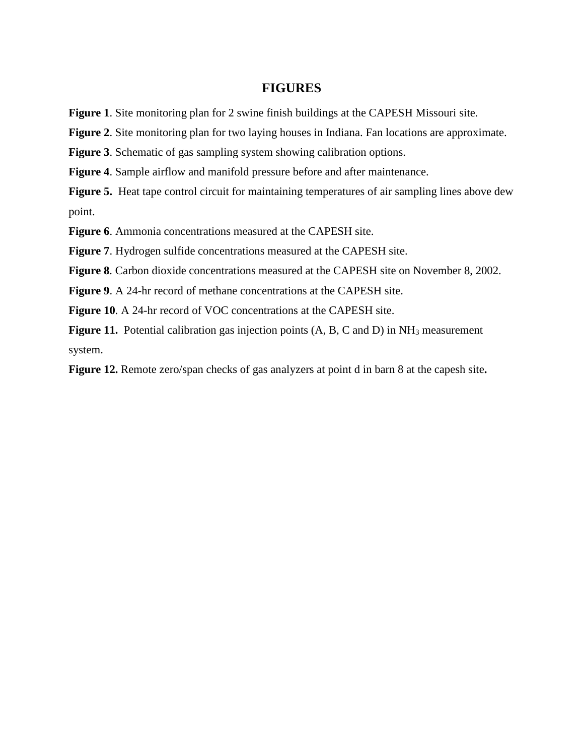# FIGURES

**Figure 1**. Site monitoring plan for 2 swine finish buildings at the CAPESH Missouri site.

**Figure 2**. Site monitoring plan for two laying houses in Indiana. Fan locations are approximate.

**Figure 3**. Schematic of gas sampling system showing calibration options.

**Figure 4**. Sample airflow and manifold pressure before and after maintenance.

**Figure 5.** Heat tape control circuit for maintaining temperatures of air sampling lines above dew point.

**Figure 6**. Ammonia concentrations measured at the CAPESH site.

**Figure 7**. Hydrogen sulfide concentrations measured at the CAPESH site.

**Figure 8**. Carbon dioxide concentrations measured at the CAPESH site on November 8, 2002.

**Figure 9**. A 24-hr record of methane concentrations at the CAPESH site.

**Figure 10**. A 24-hr record of VOC concentrations at the CAPESH site.

**Figure 11.** Potential calibration gas injection points (A, B, C and D) in $NH_3$ measurement system.

**Figure 12.** Remote zero/span checks of gas analyzers at point d in barn 8 at the capesh site**.**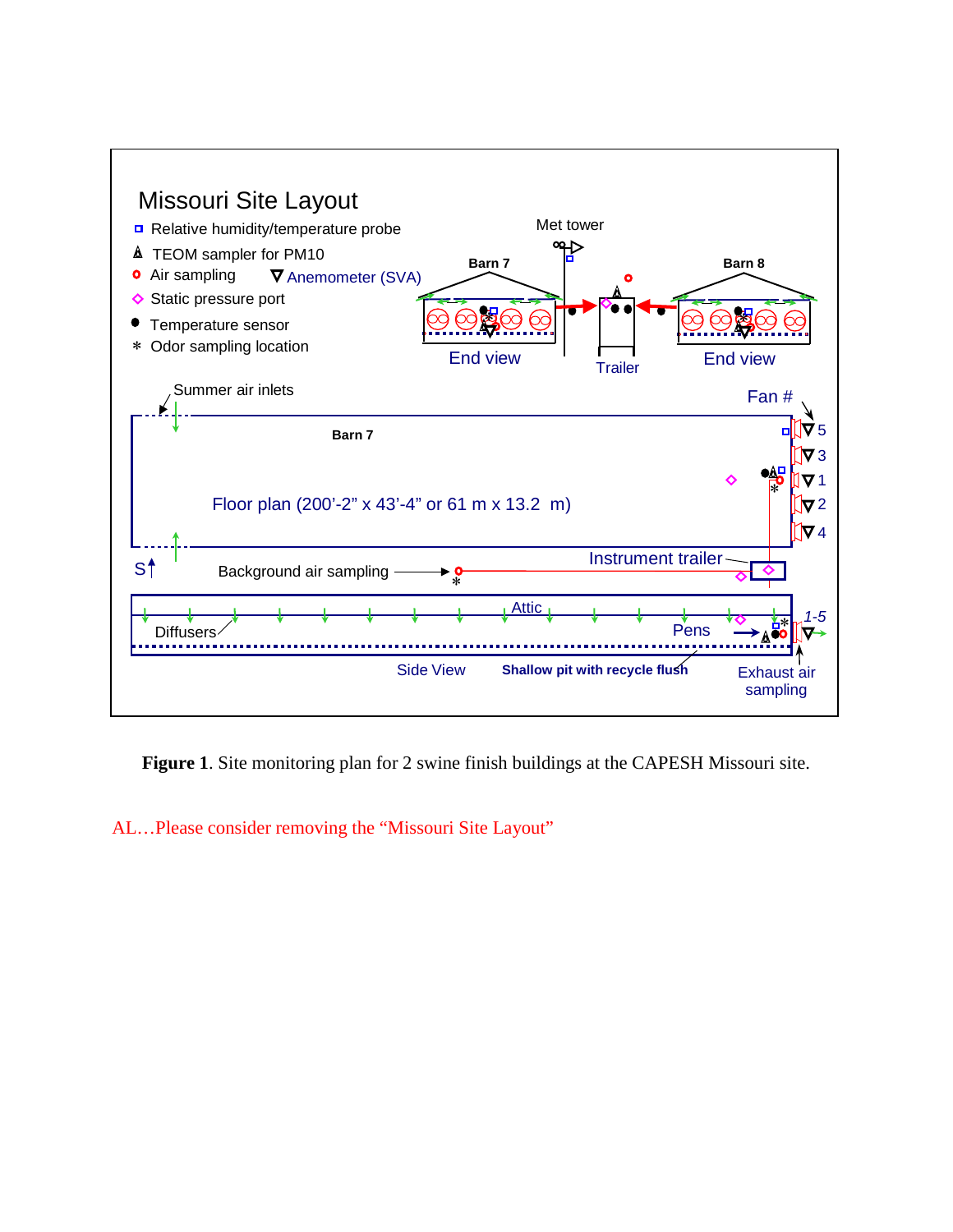Missouri Site Layout

- ◻ Relative humidity/temperature probe
- TEOM sampler for PM10
- ○ Air sampling
- ▽ Anemometer (SVA)
- ◇ Static pressure port
- ● Temperature sensor
- * Odor sampling location

Met tower

Barn 7 — End view

Trailer

Barn 8 — End view

Summer air inlets

Barn 7

Fan # 5, 3, 1, 2, 4

Floor plan (200'-2" x 43'-4" or 61 m x 13.2 m)

S

Background air sampling

Instrument trailer

Attic

Diffusers

Pens

1-5

Side View

Shallow pit with recycle flush

Exhaust air sampling

**Figure 1**. Site monitoring plan for 2 swine finish buildings at the CAPESH Missouri site.

AL…Please consider removing the "Missouri Site Layout"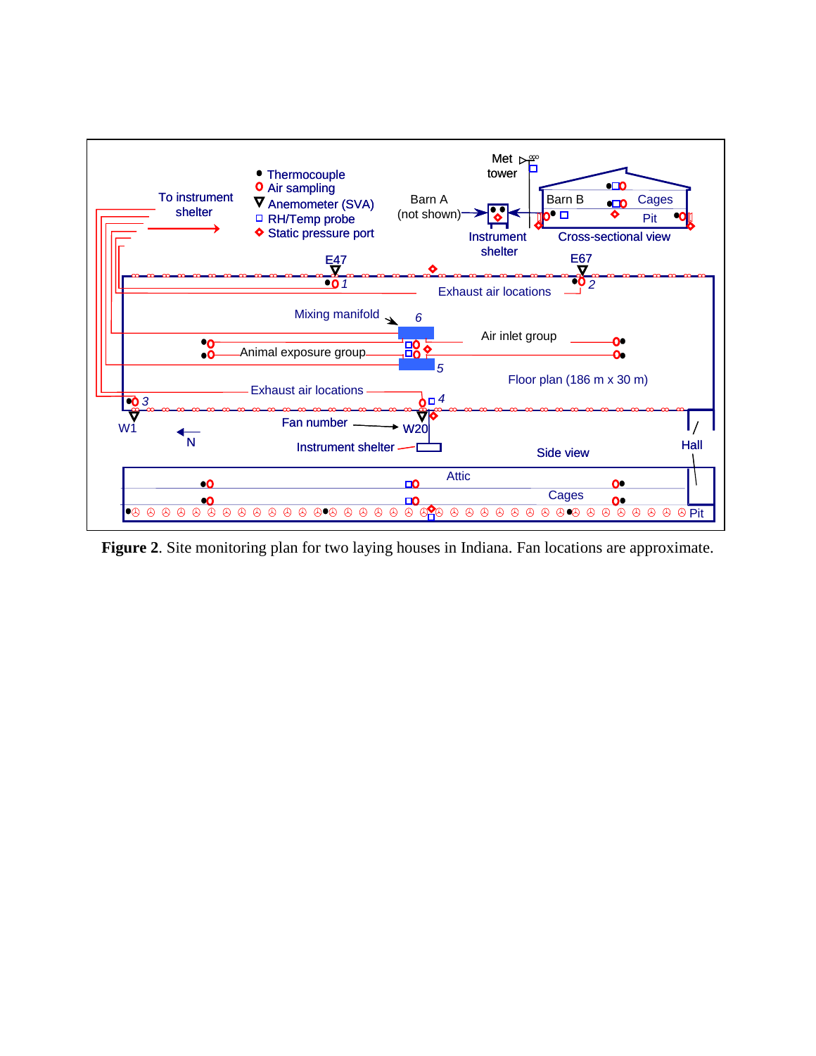**Figure 2**. Site monitoring plan for two laying houses in Indiana. Fan locations are approximate.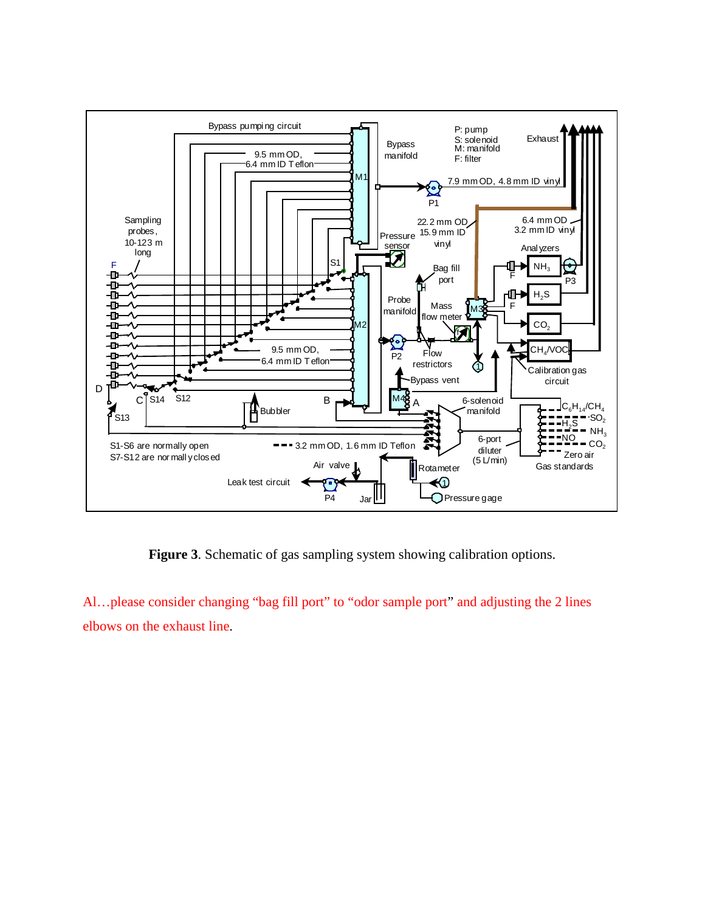**Figure 3**. Schematic of gas sampling system showing calibration options.

Al…please consider changing “bag fill port” to “odor sample port” and adjusting the 2 lines elbows on the exhaust line.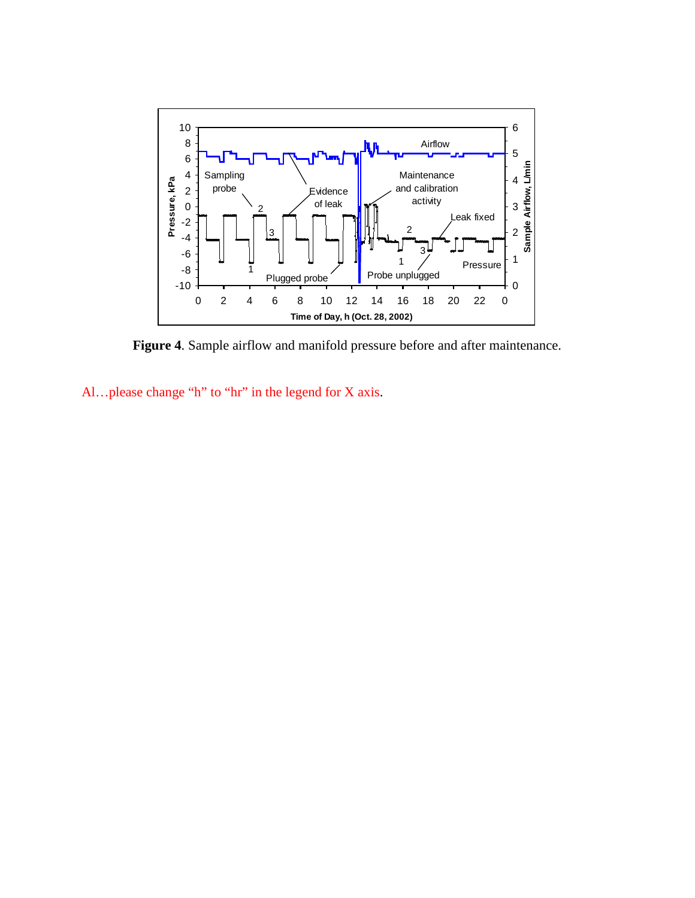**Figure 4**. Sample airflow and manifold pressure before and after maintenance.

Al…please change “h” to “hr” in the legend for X axis.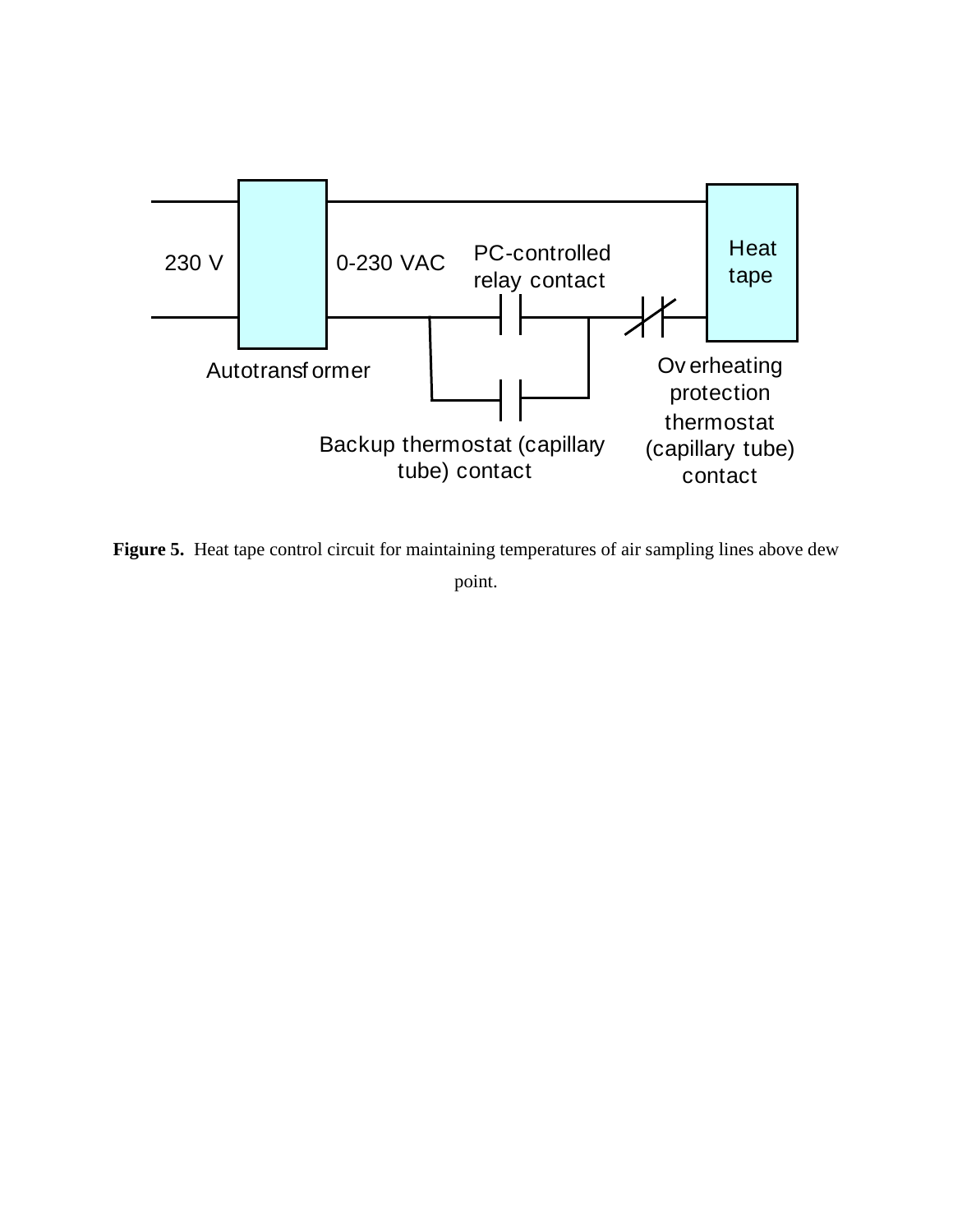230 V

0-230 VAC

PC-controlled relay contact

Heat tape

Autotransformer

Overheating protection thermostat (capillary tube) contact

Backup thermostat (capillary tube) contact

**Figure 5.** Heat tape control circuit for maintaining temperatures of air sampling lines above dew point.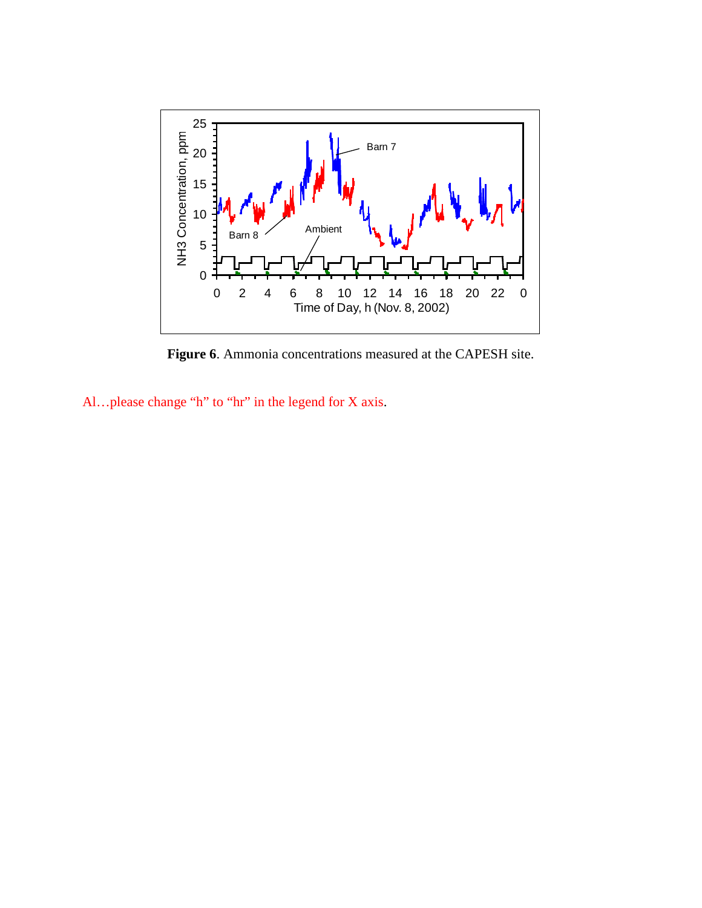**Figure 6**. Ammonia concentrations measured at the CAPESH site.

Al…please change “h” to “hr” in the legend for X axis.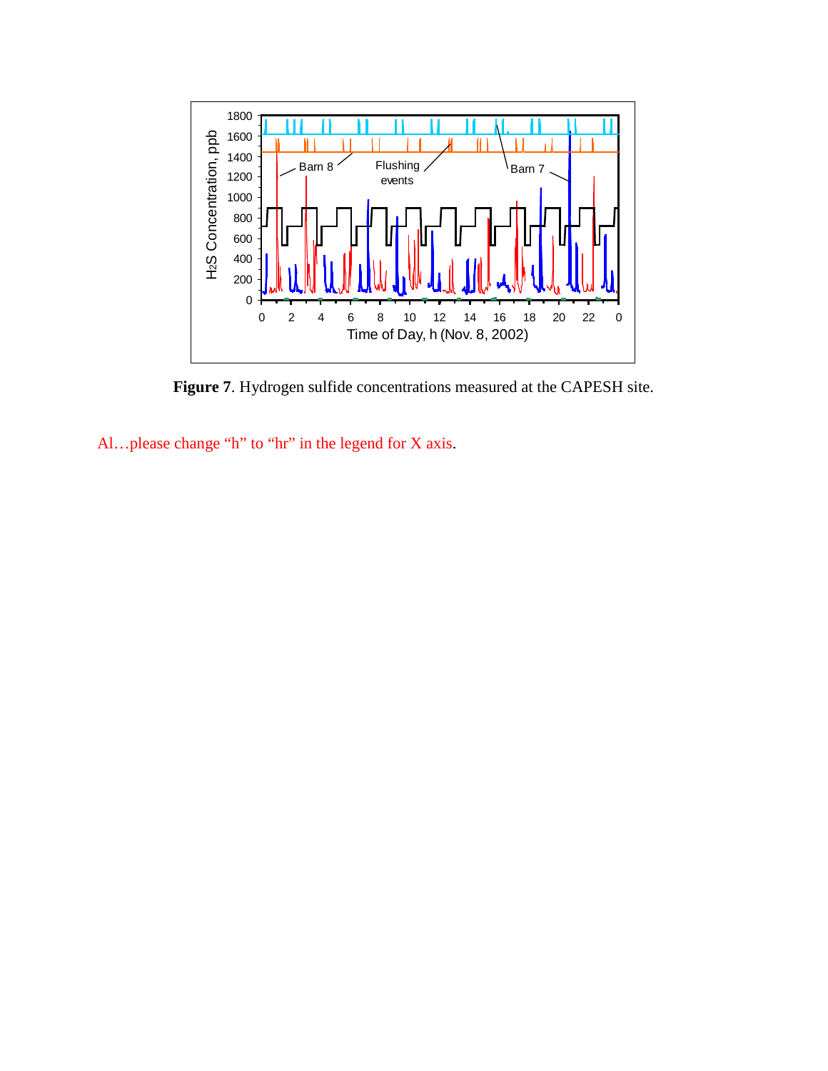**Figure 7**. Hydrogen sulfide concentrations measured at the CAPESH site.

Al…please change “h” to “hr” in the legend for X axis.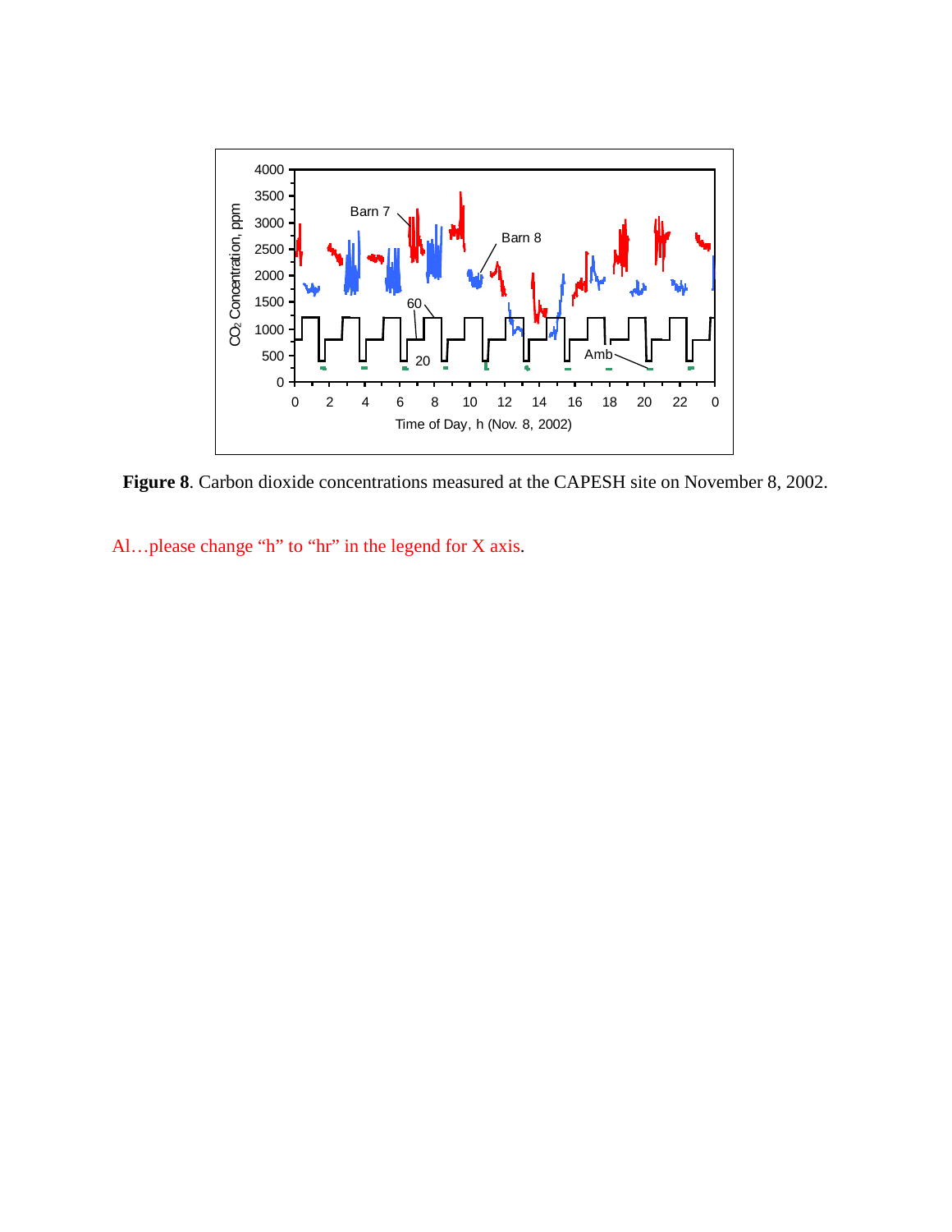**Figure 8**. Carbon dioxide concentrations measured at the CAPESH site on November 8, 2002.

Al…please change “h” to “hr” in the legend for X axis.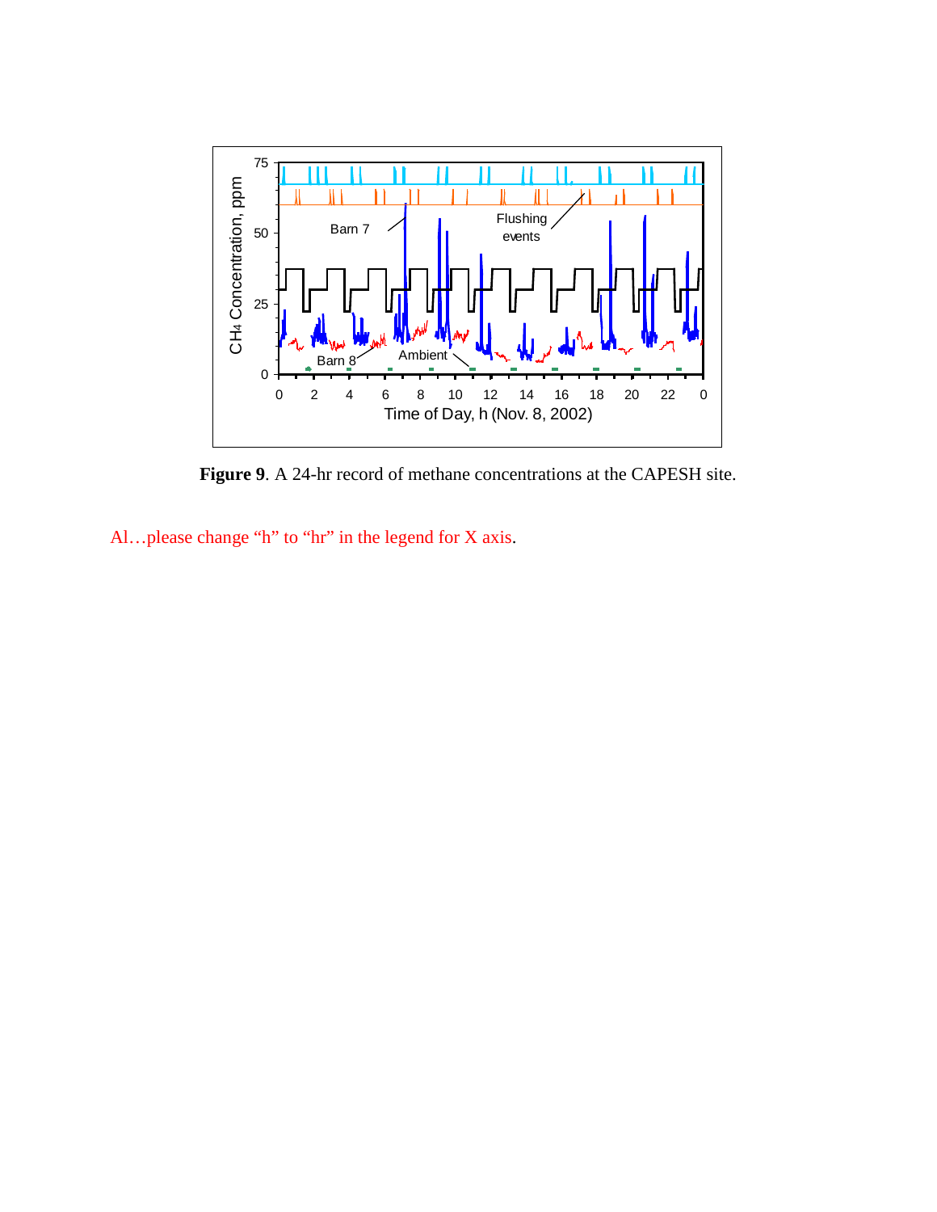**Figure 9**. A 24-hr record of methane concentrations at the CAPESH site.

Al…please change "h" to "hr" in the legend for X axis.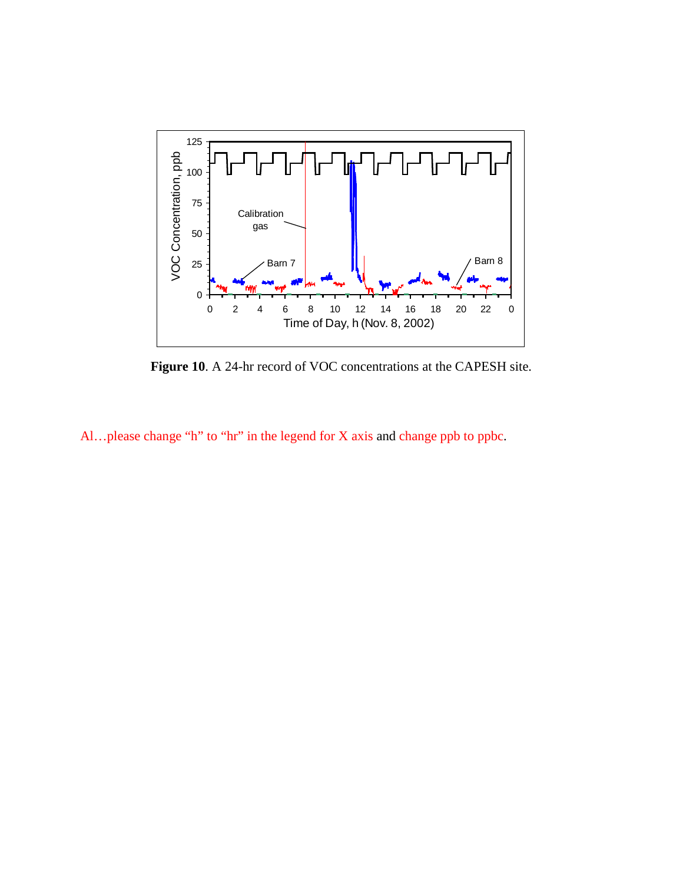**Figure 10**. A 24-hr record of VOC concentrations at the CAPESH site.

Al…please change "h" to "hr" in the legend for X axis and change ppb to ppbc.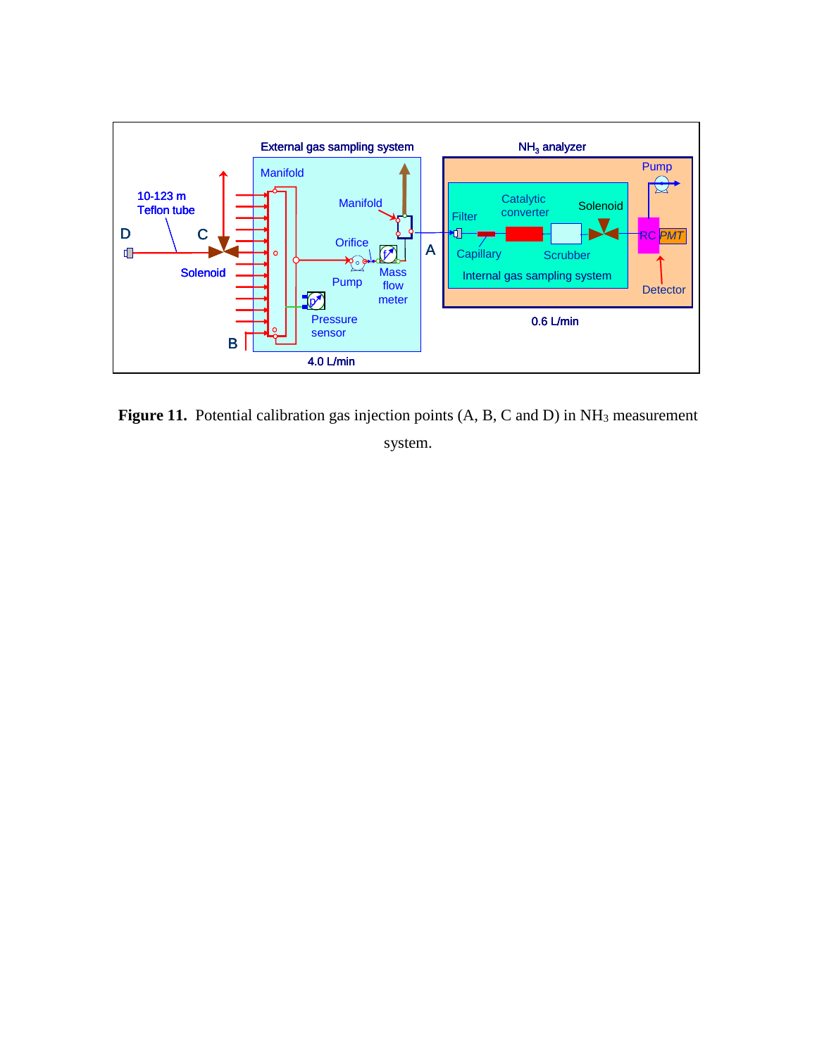**Figure 11.** Potential calibration gas injection points (A, B, C and D) in $NH_3$ measurement system.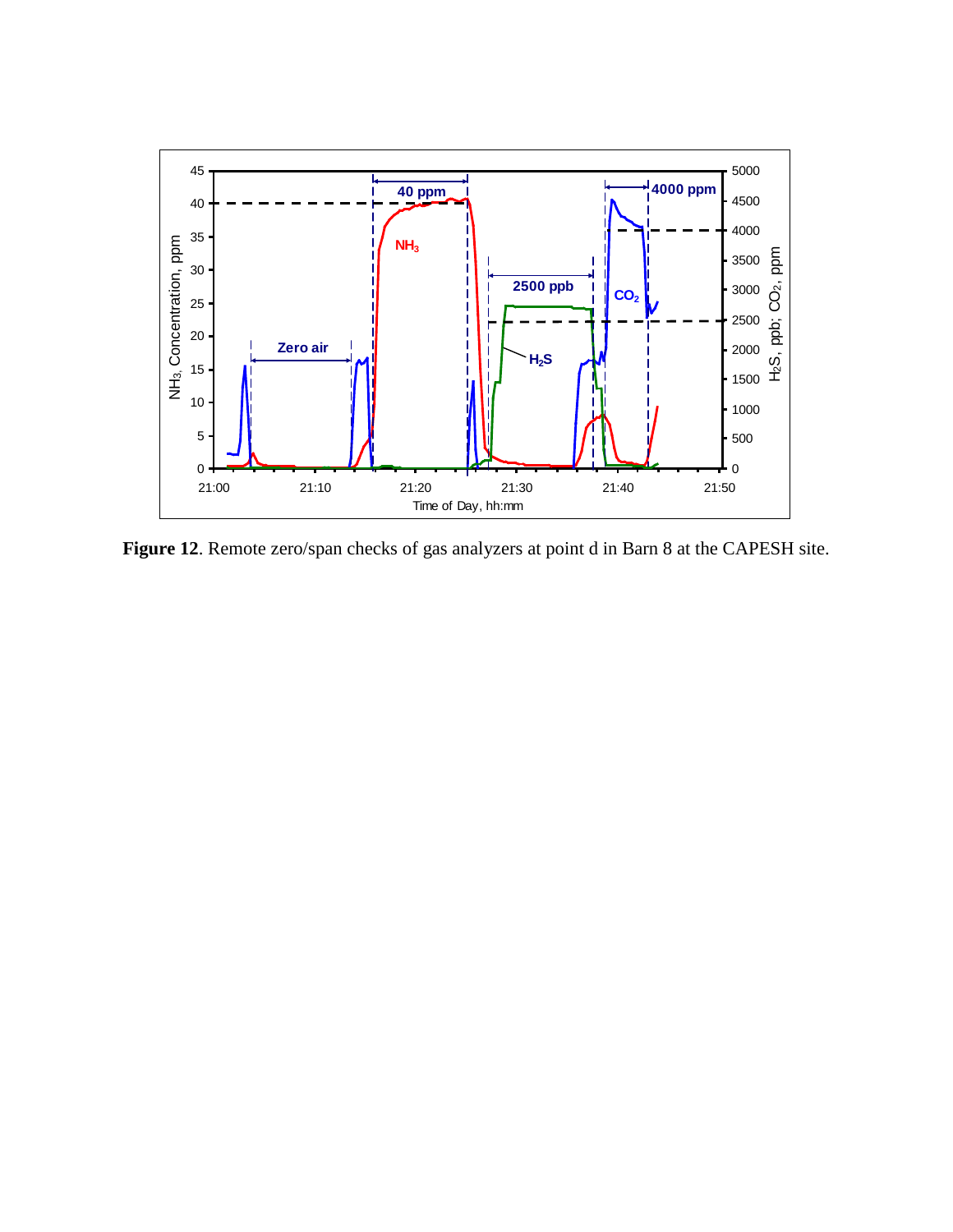45
40
35
30
25
20
15
10
5
0

5000
4500
4000
3500
3000
2500
2000
1500
1000
500
0

21:00
21:10
21:20
21:30
21:40
21:50

Time of Day, hh:mm

$NH_3$, Concentration, ppm

$H_2S$, ppb; $CO_2$, ppm

40 ppm

4000 ppm

2500 ppb

Zero air

$NH_3$

$CO_2$

$H_2S$

**Figure 12**. Remote zero/span checks of gas analyzers at point d in Barn 8 at the CAPESH site.